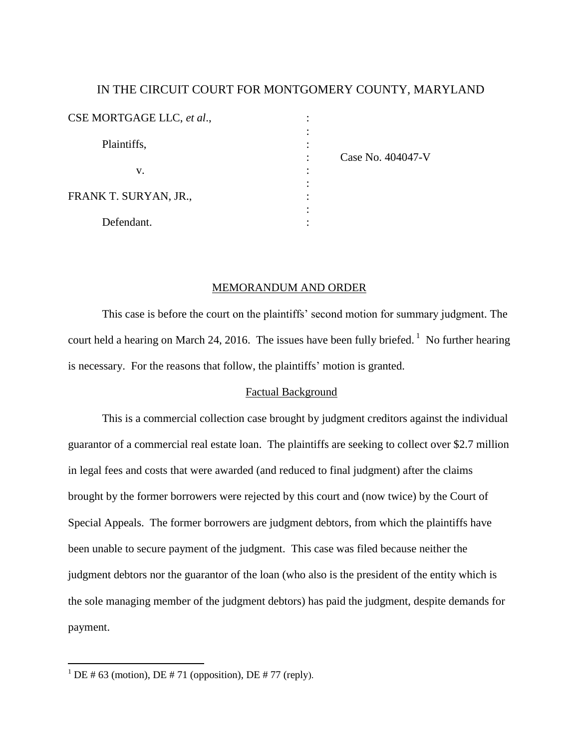IN THE CIRCUIT COURT FOR MONTGOMERY COUNTY, MARYLAND

CSE MORTGAGE LLC, *et al*.,

Plaintiffs,

v.

FRANK T. SURYAN, JR.,

Defendant.

Case No. 404047-V

## MEMORANDUM AND ORDER

This case is before the court on the plaintiffs' second motion for summary judgment. The court held a hearing on March 24, 2016. The issues have been fully briefed. [1] No further hearing is necessary. For the reasons that follow, the plaintiffs' motion is granted.

### Factual Background

This is a commercial collection case brought by judgment creditors against the individual guarantor of a commercial real estate loan. The plaintiffs are seeking to collect over $2.7 million in legal fees and costs that were awarded (and reduced to final judgment) after the claims brought by the former borrowers were rejected by this court and (now twice) by the Court of Special Appeals. The former borrowers are judgment debtors, from which the plaintiffs have been unable to secure payment of the judgment. This case was filed because neither the judgment debtors nor the guarantor of the loan (who also is the president of the entity which is the sole managing member of the judgment debtors) has paid the judgment, despite demands for payment.

---

[1] DE # 63 (motion), DE # 71 (opposition), DE # 77 (reply).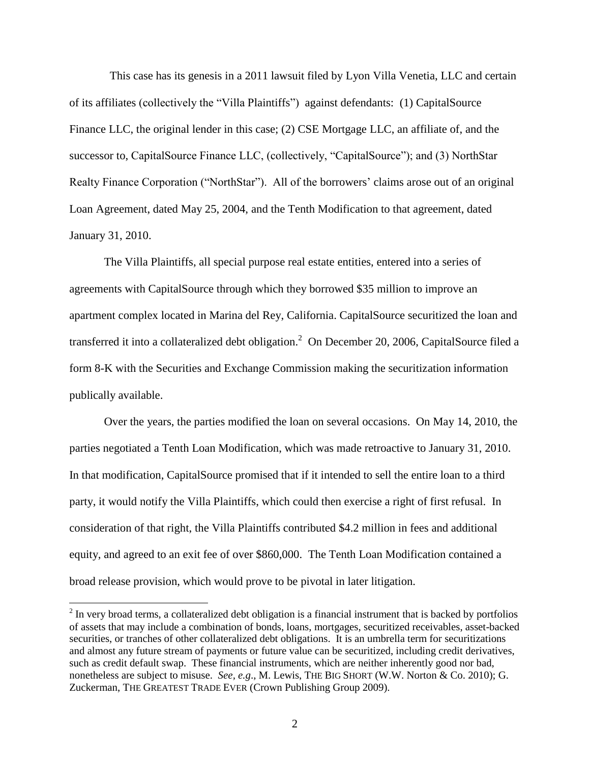This case has its genesis in a 2011 lawsuit filed by Lyon Villa Venetia, LLC and certain of its affiliates (collectively the "Villa Plaintiffs") against defendants: (1) CapitalSource Finance LLC, the original lender in this case; (2) CSE Mortgage LLC, an affiliate of, and the successor to, CapitalSource Finance LLC, (collectively, "CapitalSource"); and (3) NorthStar Realty Finance Corporation ("NorthStar"). All of the borrowers' claims arose out of an original Loan Agreement, dated May 25, 2004, and the Tenth Modification to that agreement, dated January 31, 2010.

The Villa Plaintiffs, all special purpose real estate entities, entered into a series of agreements with CapitalSource through which they borrowed $35 million to improve an apartment complex located in Marina del Rey, California. CapitalSource securitized the loan and transferred it into a collateralized debt obligation.[2] On December 20, 2006, CapitalSource filed a form 8-K with the Securities and Exchange Commission making the securitization information publically available.

Over the years, the parties modified the loan on several occasions. On May 14, 2010, the parties negotiated a Tenth Loan Modification, which was made retroactive to January 31, 2010. In that modification, CapitalSource promised that if it intended to sell the entire loan to a third party, it would notify the Villa Plaintiffs, which could then exercise a right of first refusal. In consideration of that right, the Villa Plaintiffs contributed $4.2 million in fees and additional equity, and agreed to an exit fee of over $860,000. The Tenth Loan Modification contained a broad release provision, which would prove to be pivotal in later litigation.

[2] In very broad terms, a collateralized debt obligation is a financial instrument that is backed by portfolios of assets that may include a combination of bonds, loans, mortgages, securitized receivables, asset-backed securities, or tranches of other collateralized debt obligations. It is an umbrella term for securitizations and almost any future stream of payments or future value can be securitized, including credit derivatives, such as credit default swap. These financial instruments, which are neither inherently good nor bad, nonetheless are subject to misuse. *See, e.g.*, M. Lewis, THE BIG SHORT (W.W. Norton & Co. 2010); G. Zuckerman, THE GREATEST TRADE EVER (Crown Publishing Group 2009).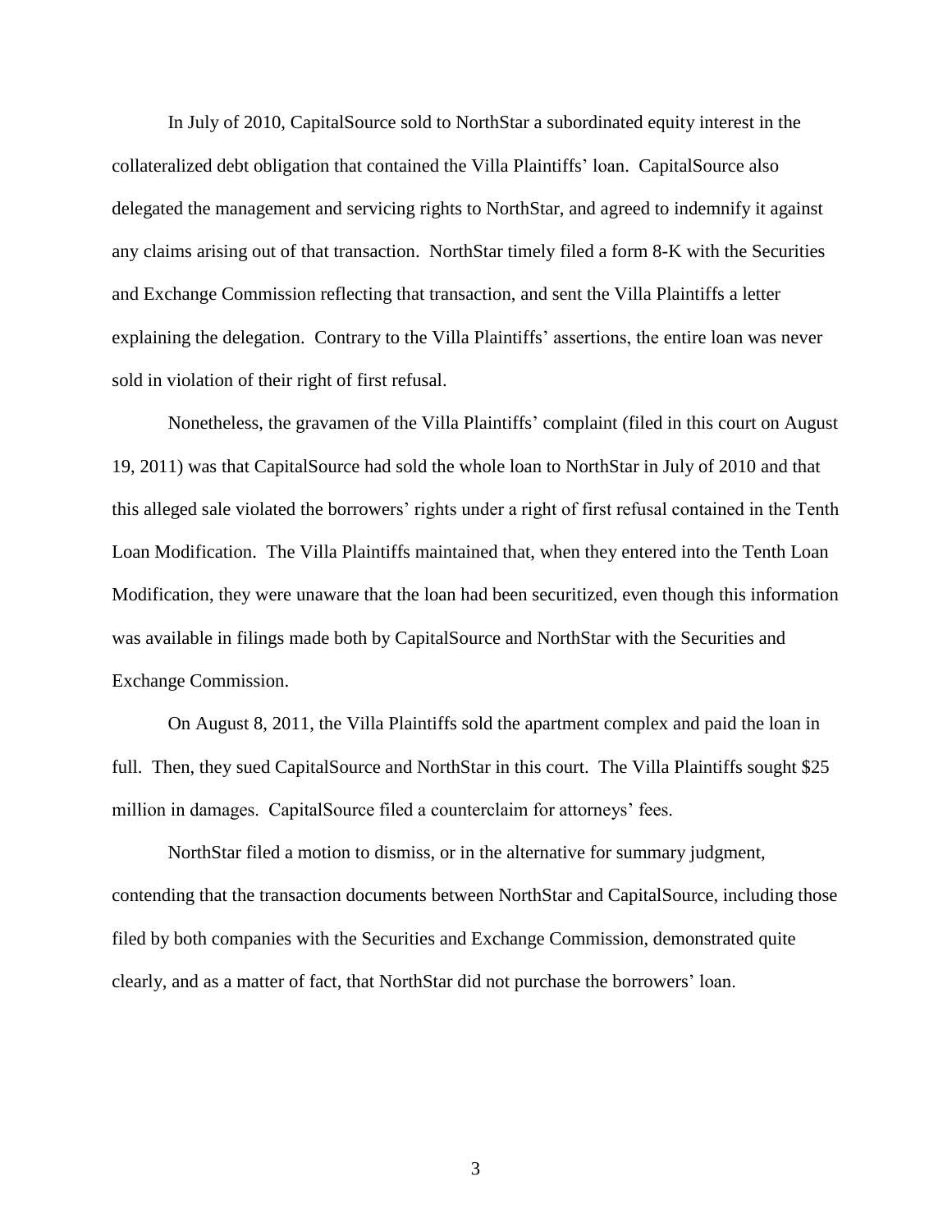In July of 2010, CapitalSource sold to NorthStar a subordinated equity interest in the collateralized debt obligation that contained the Villa Plaintiffs' loan. CapitalSource also delegated the management and servicing rights to NorthStar, and agreed to indemnify it against any claims arising out of that transaction. NorthStar timely filed a form 8-K with the Securities and Exchange Commission reflecting that transaction, and sent the Villa Plaintiffs a letter explaining the delegation. Contrary to the Villa Plaintiffs' assertions, the entire loan was never sold in violation of their right of first refusal.

Nonetheless, the gravamen of the Villa Plaintiffs' complaint (filed in this court on August 19, 2011) was that CapitalSource had sold the whole loan to NorthStar in July of 2010 and that this alleged sale violated the borrowers' rights under a right of first refusal contained in the Tenth Loan Modification. The Villa Plaintiffs maintained that, when they entered into the Tenth Loan Modification, they were unaware that the loan had been securitized, even though this information was available in filings made both by CapitalSource and NorthStar with the Securities and Exchange Commission.

On August 8, 2011, the Villa Plaintiffs sold the apartment complex and paid the loan in full. Then, they sued CapitalSource and NorthStar in this court. The Villa Plaintiffs sought $25 million in damages. CapitalSource filed a counterclaim for attorneys' fees.

NorthStar filed a motion to dismiss, or in the alternative for summary judgment, contending that the transaction documents between NorthStar and CapitalSource, including those filed by both companies with the Securities and Exchange Commission, demonstrated quite clearly, and as a matter of fact, that NorthStar did not purchase the borrowers' loan.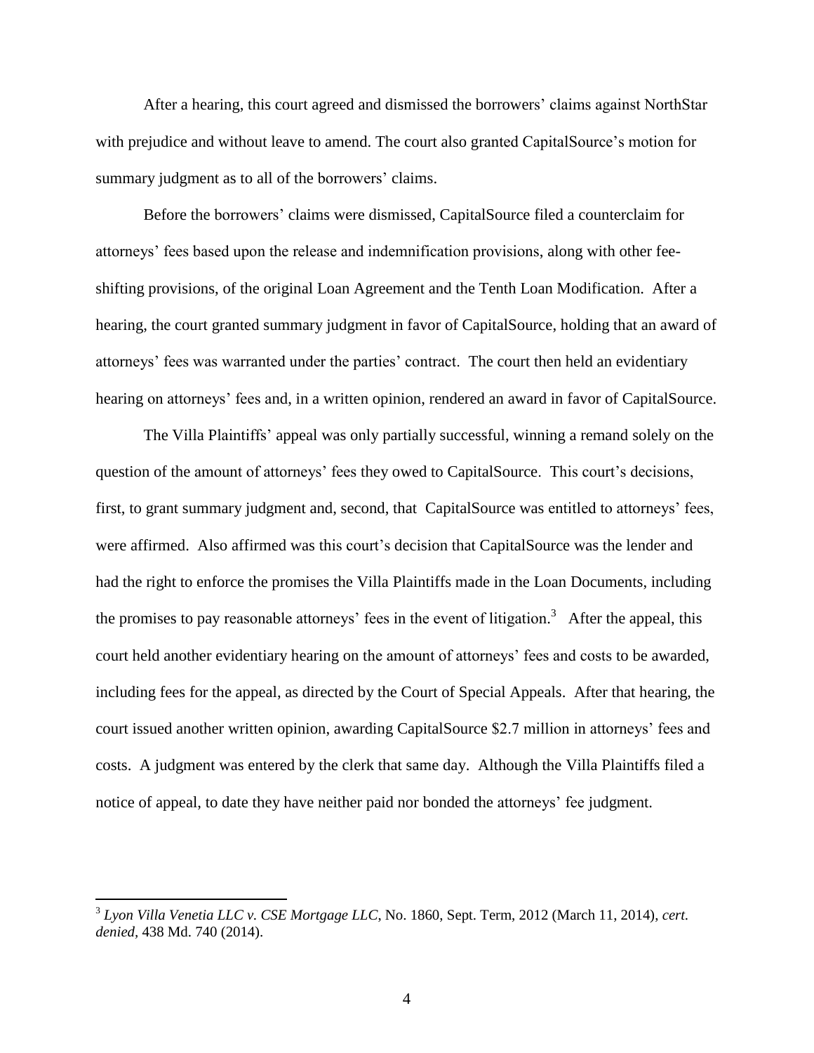After a hearing, this court agreed and dismissed the borrowers' claims against NorthStar with prejudice and without leave to amend. The court also granted CapitalSource's motion for summary judgment as to all of the borrowers' claims.

Before the borrowers' claims were dismissed, CapitalSource filed a counterclaim for attorneys' fees based upon the release and indemnification provisions, along with other fee-shifting provisions, of the original Loan Agreement and the Tenth Loan Modification. After a hearing, the court granted summary judgment in favor of CapitalSource, holding that an award of attorneys' fees was warranted under the parties' contract. The court then held an evidentiary hearing on attorneys' fees and, in a written opinion, rendered an award in favor of CapitalSource.

The Villa Plaintiffs' appeal was only partially successful, winning a remand solely on the question of the amount of attorneys' fees they owed to CapitalSource. This court's decisions, first, to grant summary judgment and, second, that CapitalSource was entitled to attorneys' fees, were affirmed. Also affirmed was this court's decision that CapitalSource was the lender and had the right to enforce the promises the Villa Plaintiffs made in the Loan Documents, including the promises to pay reasonable attorneys' fees in the event of litigation.[3] After the appeal, this court held another evidentiary hearing on the amount of attorneys' fees and costs to be awarded, including fees for the appeal, as directed by the Court of Special Appeals. After that hearing, the court issued another written opinion, awarding CapitalSource $2.7 million in attorneys' fees and costs. A judgment was entered by the clerk that same day. Although the Villa Plaintiffs filed a notice of appeal, to date they have neither paid nor bonded the attorneys' fee judgment.

---

[3] *Lyon Villa Venetia LLC v. CSE Mortgage LLC*, No. 1860, Sept. Term, 2012 (March 11, 2014), *cert. denied*, 438 Md. 740 (2014).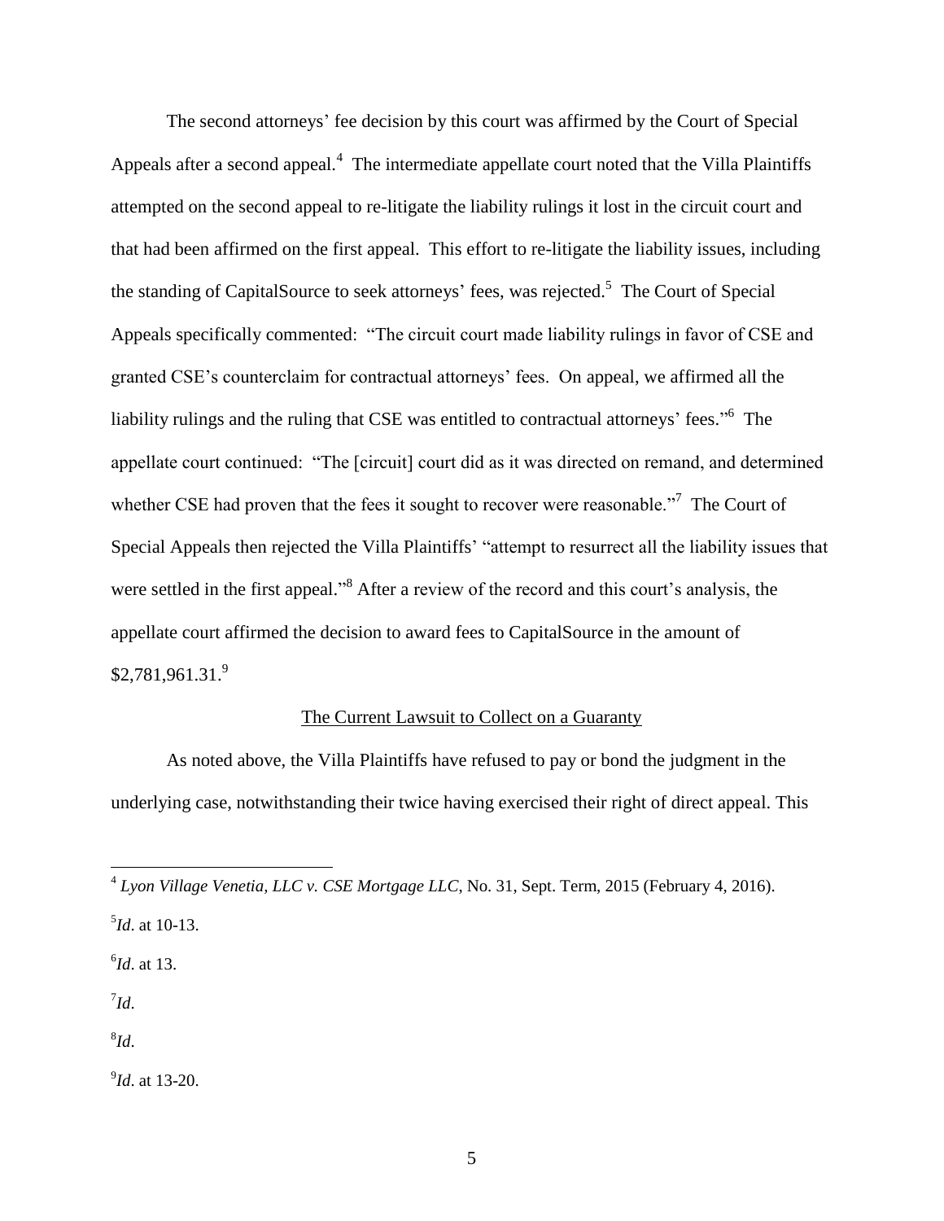The second attorneys' fee decision by this court was affirmed by the Court of Special Appeals after a second appeal.[4] The intermediate appellate court noted that the Villa Plaintiffs attempted on the second appeal to re-litigate the liability rulings it lost in the circuit court and that had been affirmed on the first appeal. This effort to re-litigate the liability issues, including the standing of CapitalSource to seek attorneys' fees, was rejected.[5] The Court of Special Appeals specifically commented: "The circuit court made liability rulings in favor of CSE and granted CSE's counterclaim for contractual attorneys' fees. On appeal, we affirmed all the liability rulings and the ruling that CSE was entitled to contractual attorneys' fees."[6] The appellate court continued: "The [circuit] court did as it was directed on remand, and determined whether CSE had proven that the fees it sought to recover were reasonable."[7] The Court of Special Appeals then rejected the Villa Plaintiffs' "attempt to resurrect all the liability issues that were settled in the first appeal."[8] After a review of the record and this court's analysis, the appellate court affirmed the decision to award fees to CapitalSource in the amount of $2,781,961.31.[9]

## The Current Lawsuit to Collect on a Guaranty

As noted above, the Villa Plaintiffs have refused to pay or bond the judgment in the underlying case, notwithstanding their twice having exercised their right of direct appeal. This

---

[4] *Lyon Village Venetia, LLC v. CSE Mortgage LLC*, No. 31, Sept. Term, 2015 (February 4, 2016).

[5] *Id*. at 10-13.

[6] *Id*. at 13.

[7] *Id*.

[8] *Id*.

[9] *Id*. at 13-20.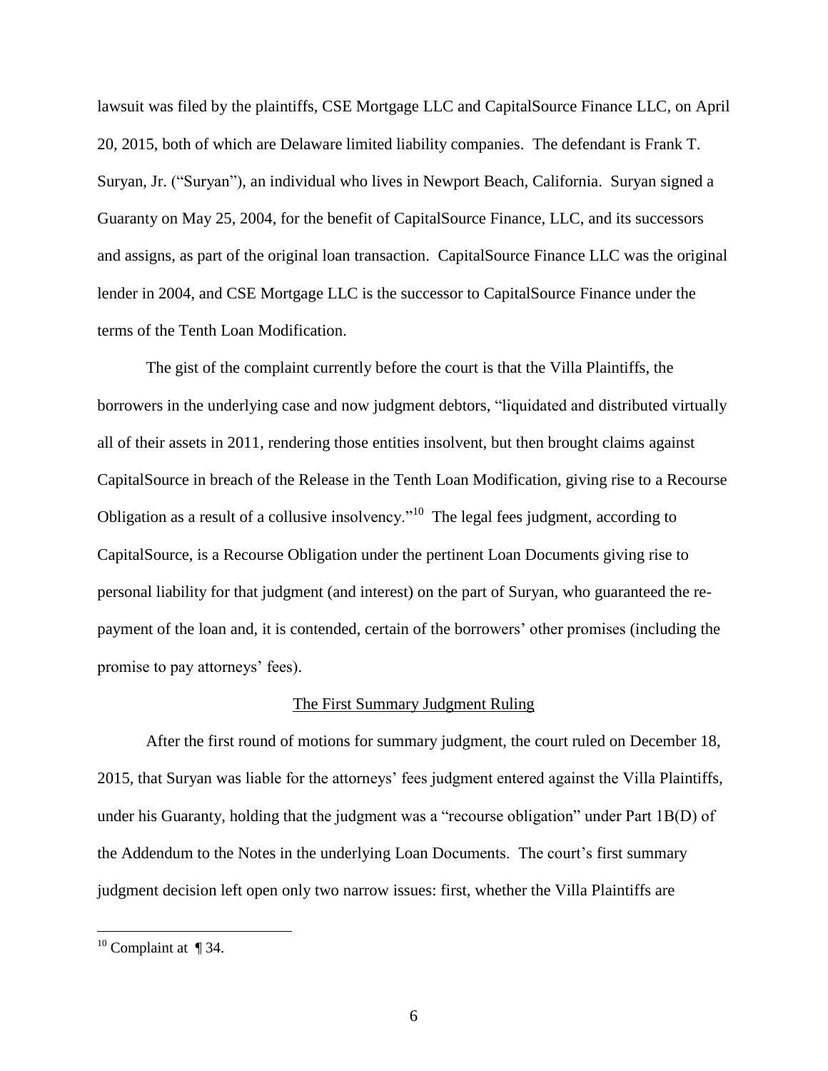lawsuit was filed by the plaintiffs, CSE Mortgage LLC and CapitalSource Finance LLC, on April 20, 2015, both of which are Delaware limited liability companies. The defendant is Frank T. Suryan, Jr. ("Suryan"), an individual who lives in Newport Beach, California. Suryan signed a Guaranty on May 25, 2004, for the benefit of CapitalSource Finance, LLC, and its successors and assigns, as part of the original loan transaction. CapitalSource Finance LLC was the original lender in 2004, and CSE Mortgage LLC is the successor to CapitalSource Finance under the terms of the Tenth Loan Modification.

The gist of the complaint currently before the court is that the Villa Plaintiffs, the borrowers in the underlying case and now judgment debtors, "liquidated and distributed virtually all of their assets in 2011, rendering those entities insolvent, but then brought claims against CapitalSource in breach of the Release in the Tenth Loan Modification, giving rise to a Recourse Obligation as a result of a collusive insolvency."[10] The legal fees judgment, according to CapitalSource, is a Recourse Obligation under the pertinent Loan Documents giving rise to personal liability for that judgment (and interest) on the part of Suryan, who guaranteed the re-payment of the loan and, it is contended, certain of the borrowers' other promises (including the promise to pay attorneys' fees).

## The First Summary Judgment Ruling

After the first round of motions for summary judgment, the court ruled on December 18, 2015, that Suryan was liable for the attorneys' fees judgment entered against the Villa Plaintiffs, under his Guaranty, holding that the judgment was a "recourse obligation" under Part 1B(D) of the Addendum to the Notes in the underlying Loan Documents. The court's first summary judgment decision left open only two narrow issues: first, whether the Villa Plaintiffs are

[10] Complaint at ¶ 34.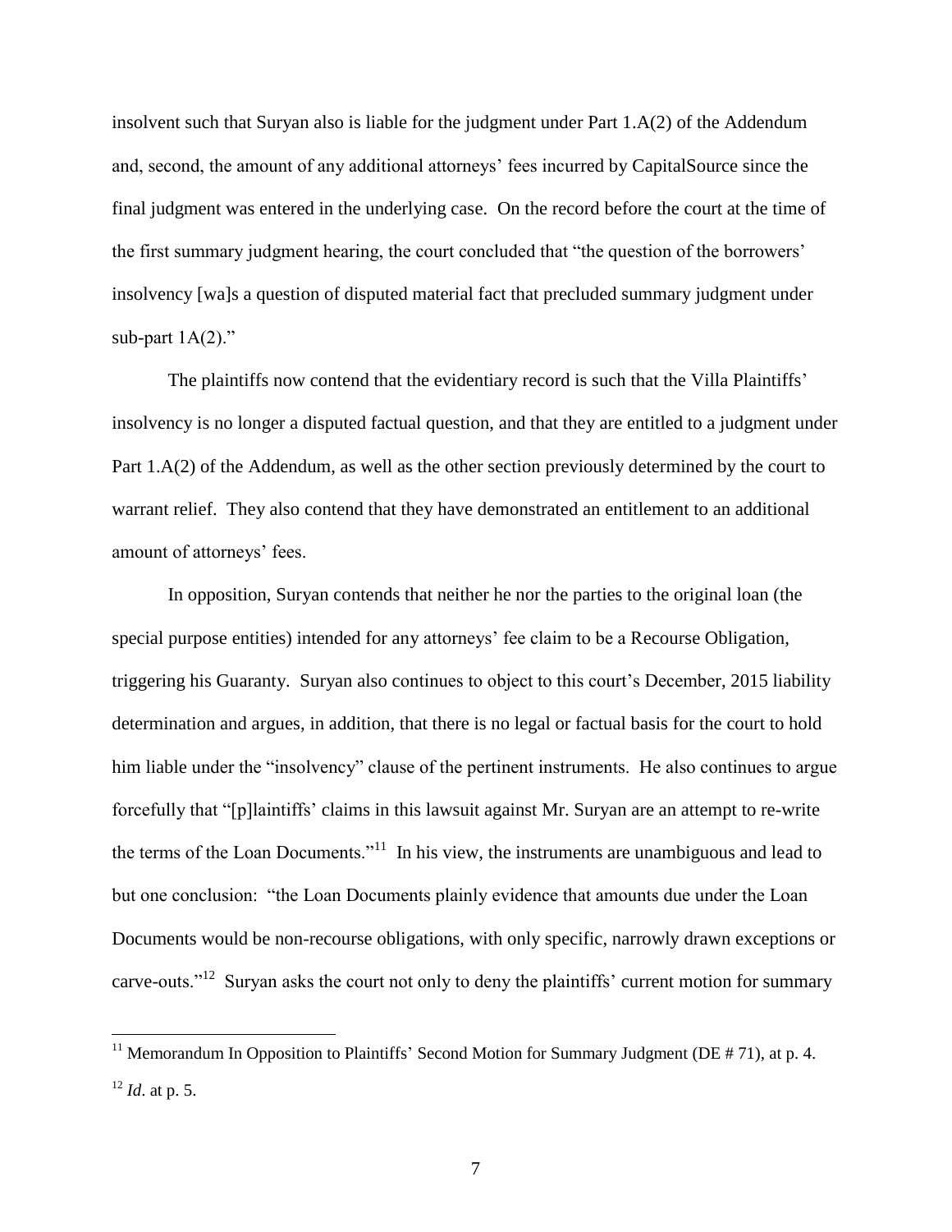insolvent such that Suryan also is liable for the judgment under Part 1.A(2) of the Addendum and, second, the amount of any additional attorneys' fees incurred by CapitalSource since the final judgment was entered in the underlying case. On the record before the court at the time of the first summary judgment hearing, the court concluded that "the question of the borrowers' insolvency [wa]s a question of disputed material fact that precluded summary judgment under sub-part 1A(2)."

The plaintiffs now contend that the evidentiary record is such that the Villa Plaintiffs' insolvency is no longer a disputed factual question, and that they are entitled to a judgment under Part 1.A(2) of the Addendum, as well as the other section previously determined by the court to warrant relief. They also contend that they have demonstrated an entitlement to an additional amount of attorneys' fees.

In opposition, Suryan contends that neither he nor the parties to the original loan (the special purpose entities) intended for any attorneys' fee claim to be a Recourse Obligation, triggering his Guaranty. Suryan also continues to object to this court's December, 2015 liability determination and argues, in addition, that there is no legal or factual basis for the court to hold him liable under the "insolvency" clause of the pertinent instruments. He also continues to argue forcefully that "[p]laintiffs' claims in this lawsuit against Mr. Suryan are an attempt to re-write the terms of the Loan Documents."[11] In his view, the instruments are unambiguous and lead to but one conclusion: "the Loan Documents plainly evidence that amounts due under the Loan Documents would be non-recourse obligations, with only specific, narrowly drawn exceptions or carve-outs."[12] Suryan asks the court not only to deny the plaintiffs' current motion for summary

---

[11] Memorandum In Opposition to Plaintiffs' Second Motion for Summary Judgment (DE # 71), at p. 4.

[12] *Id*. at p. 5.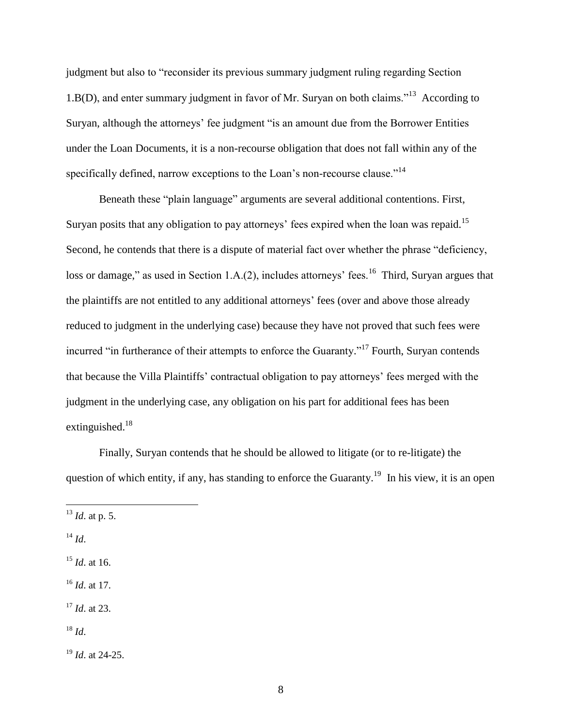judgment but also to "reconsider its previous summary judgment ruling regarding Section 1.B(D), and enter summary judgment in favor of Mr. Suryan on both claims."[13] According to Suryan, although the attorneys' fee judgment "is an amount due from the Borrower Entities under the Loan Documents, it is a non-recourse obligation that does not fall within any of the specifically defined, narrow exceptions to the Loan's non-recourse clause."[14]

Beneath these "plain language" arguments are several additional contentions. First, Suryan posits that any obligation to pay attorneys' fees expired when the loan was repaid.[15] Second, he contends that there is a dispute of material fact over whether the phrase "deficiency, loss or damage," as used in Section 1.A.(2), includes attorneys' fees.[16] Third, Suryan argues that the plaintiffs are not entitled to any additional attorneys' fees (over and above those already reduced to judgment in the underlying case) because they have not proved that such fees were incurred "in furtherance of their attempts to enforce the Guaranty."[17] Fourth, Suryan contends that because the Villa Plaintiffs' contractual obligation to pay attorneys' fees merged with the judgment in the underlying case, any obligation on his part for additional fees has been extinguished.[18]

Finally, Suryan contends that he should be allowed to litigate (or to re-litigate) the question of which entity, if any, has standing to enforce the Guaranty.[19] In his view, it is an open

---

[13] *Id*. at p. 5.

[14] *Id*.

[15] *Id*. at 16.

[16] *Id*. at 17.

[17] *Id*. at 23.

[18] *Id*.

[19] *Id*. at 24-25.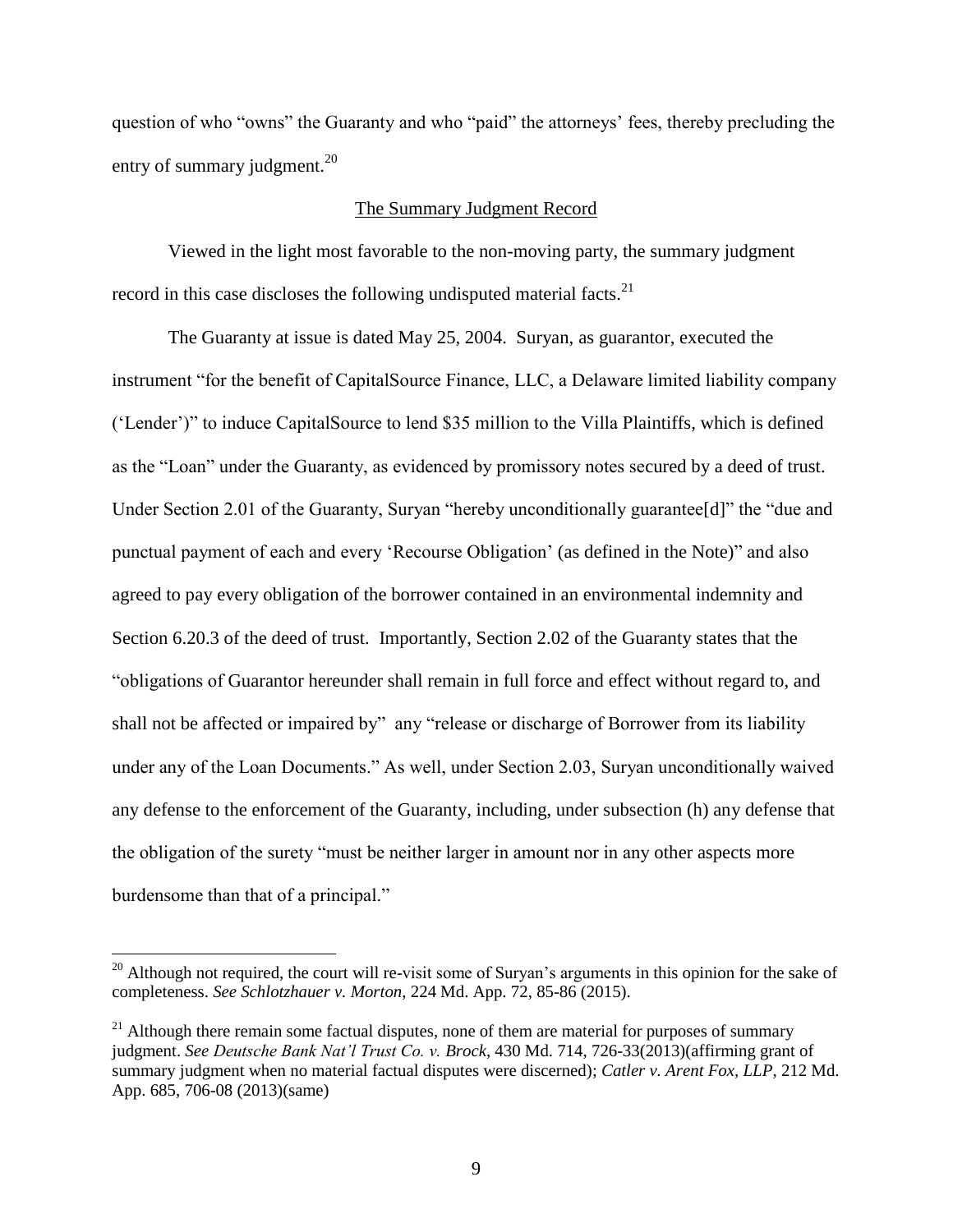question of who "owns" the Guaranty and who "paid" the attorneys' fees, thereby precluding the entry of summary judgment.[20]

The Summary Judgment Record

Viewed in the light most favorable to the non-moving party, the summary judgment record in this case discloses the following undisputed material facts.[21]

The Guaranty at issue is dated May 25, 2004. Suryan, as guarantor, executed the instrument "for the benefit of CapitalSource Finance, LLC, a Delaware limited liability company ('Lender')" to induce CapitalSource to lend $35 million to the Villa Plaintiffs, which is defined as the "Loan" under the Guaranty, as evidenced by promissory notes secured by a deed of trust. Under Section 2.01 of the Guaranty, Suryan "hereby unconditionally guarantee[d]" the "due and punctual payment of each and every 'Recourse Obligation' (as defined in the Note)" and also agreed to pay every obligation of the borrower contained in an environmental indemnity and Section 6.20.3 of the deed of trust. Importantly, Section 2.02 of the Guaranty states that the "obligations of Guarantor hereunder shall remain in full force and effect without regard to, and shall not be affected or impaired by" any "release or discharge of Borrower from its liability under any of the Loan Documents." As well, under Section 2.03, Suryan unconditionally waived any defense to the enforcement of the Guaranty, including, under subsection (h) any defense that the obligation of the surety "must be neither larger in amount nor in any other aspects more burdensome than that of a principal."

[20] Although not required, the court will re-visit some of Suryan's arguments in this opinion for the sake of completeness. *See Schlotzhauer v. Morton*, 224 Md. App. 72, 85-86 (2015).

[21] Although there remain some factual disputes, none of them are material for purposes of summary judgment. *See Deutsche Bank Nat'l Trust Co. v. Brock*, 430 Md. 714, 726-33(2013)(affirming grant of summary judgment when no material factual disputes were discerned); *Catler v. Arent Fox, LLP*, 212 Md. App. 685, 706-08 (2013)(same)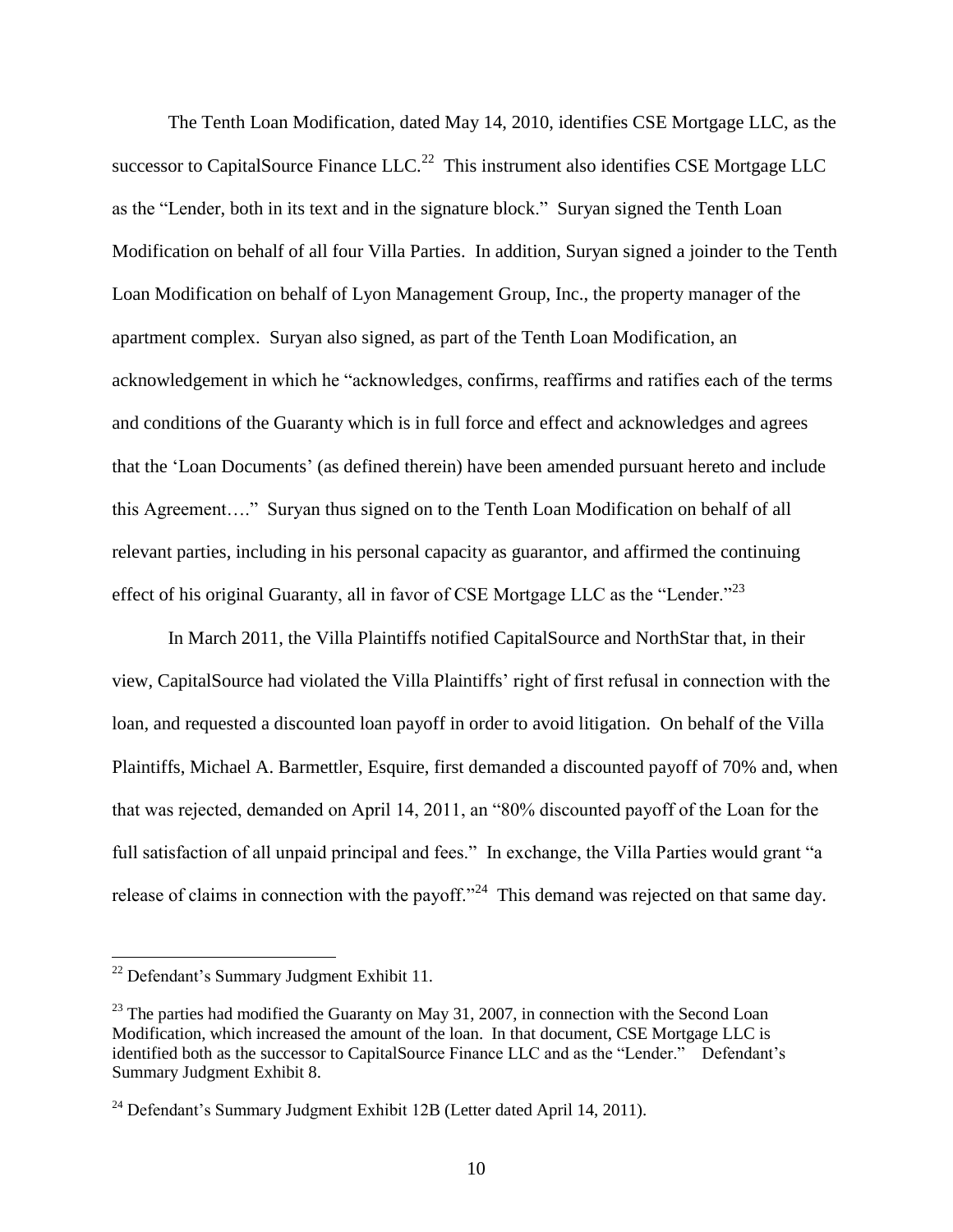The Tenth Loan Modification, dated May 14, 2010, identifies CSE Mortgage LLC, as the successor to CapitalSource Finance LLC.[22] This instrument also identifies CSE Mortgage LLC as the "Lender, both in its text and in the signature block." Suryan signed the Tenth Loan Modification on behalf of all four Villa Parties. In addition, Suryan signed a joinder to the Tenth Loan Modification on behalf of Lyon Management Group, Inc., the property manager of the apartment complex. Suryan also signed, as part of the Tenth Loan Modification, an acknowledgement in which he "acknowledges, confirms, reaffirms and ratifies each of the terms and conditions of the Guaranty which is in full force and effect and acknowledges and agrees that the 'Loan Documents' (as defined therein) have been amended pursuant hereto and include this Agreement…." Suryan thus signed on to the Tenth Loan Modification on behalf of all relevant parties, including in his personal capacity as guarantor, and affirmed the continuing effect of his original Guaranty, all in favor of CSE Mortgage LLC as the "Lender."[23]

In March 2011, the Villa Plaintiffs notified CapitalSource and NorthStar that, in their view, CapitalSource had violated the Villa Plaintiffs' right of first refusal in connection with the loan, and requested a discounted loan payoff in order to avoid litigation. On behalf of the Villa Plaintiffs, Michael A. Barmettler, Esquire, first demanded a discounted payoff of 70% and, when that was rejected, demanded on April 14, 2011, an "80% discounted payoff of the Loan for the full satisfaction of all unpaid principal and fees." In exchange, the Villa Parties would grant "a release of claims in connection with the payoff."[24] This demand was rejected on that same day.

---

[22] Defendant's Summary Judgment Exhibit 11.

[23] The parties had modified the Guaranty on May 31, 2007, in connection with the Second Loan Modification, which increased the amount of the loan. In that document, CSE Mortgage LLC is identified both as the successor to CapitalSource Finance LLC and as the "Lender." Defendant's Summary Judgment Exhibit 8.

[24] Defendant's Summary Judgment Exhibit 12B (Letter dated April 14, 2011).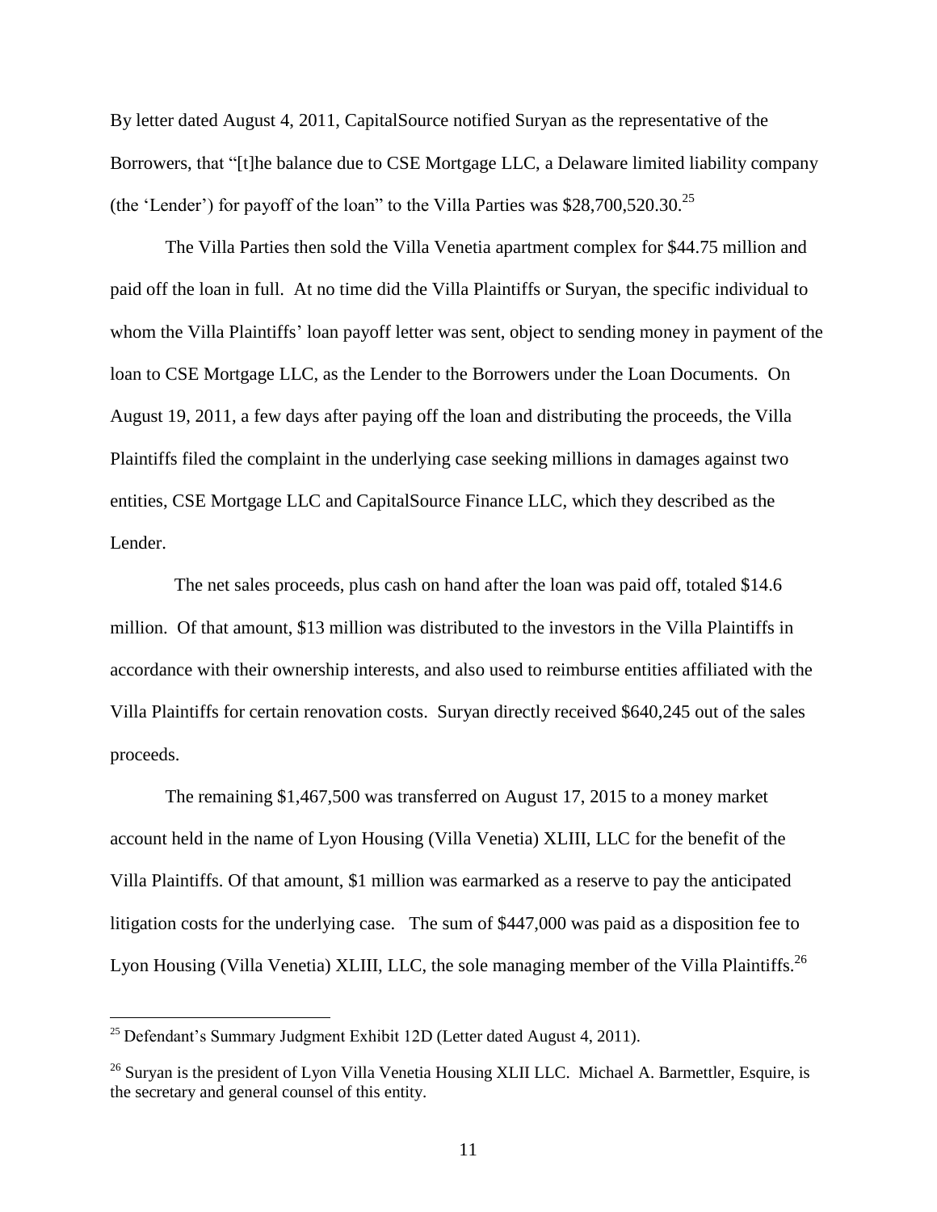By letter dated August 4, 2011, CapitalSource notified Suryan as the representative of the Borrowers, that "[t]he balance due to CSE Mortgage LLC, a Delaware limited liability company (the 'Lender') for payoff of the loan" to the Villa Parties was $28,700,520.30.[25]

The Villa Parties then sold the Villa Venetia apartment complex for $44.75 million and paid off the loan in full. At no time did the Villa Plaintiffs or Suryan, the specific individual to whom the Villa Plaintiffs' loan payoff letter was sent, object to sending money in payment of the loan to CSE Mortgage LLC, as the Lender to the Borrowers under the Loan Documents. On August 19, 2011, a few days after paying off the loan and distributing the proceeds, the Villa Plaintiffs filed the complaint in the underlying case seeking millions in damages against two entities, CSE Mortgage LLC and CapitalSource Finance LLC, which they described as the Lender.

The net sales proceeds, plus cash on hand after the loan was paid off, totaled $14.6 million. Of that amount, $13 million was distributed to the investors in the Villa Plaintiffs in accordance with their ownership interests, and also used to reimburse entities affiliated with the Villa Plaintiffs for certain renovation costs. Suryan directly received $640,245 out of the sales proceeds.

The remaining $1,467,500 was transferred on August 17, 2015 to a money market account held in the name of Lyon Housing (Villa Venetia) XLIII, LLC for the benefit of the Villa Plaintiffs. Of that amount, $1 million was earmarked as a reserve to pay the anticipated litigation costs for the underlying case. The sum of $447,000 was paid as a disposition fee to Lyon Housing (Villa Venetia) XLIII, LLC, the sole managing member of the Villa Plaintiffs.[26]

---

[25] Defendant's Summary Judgment Exhibit 12D (Letter dated August 4, 2011).

[26] Suryan is the president of Lyon Villa Venetia Housing XLII LLC. Michael A. Barmettler, Esquire, is the secretary and general counsel of this entity.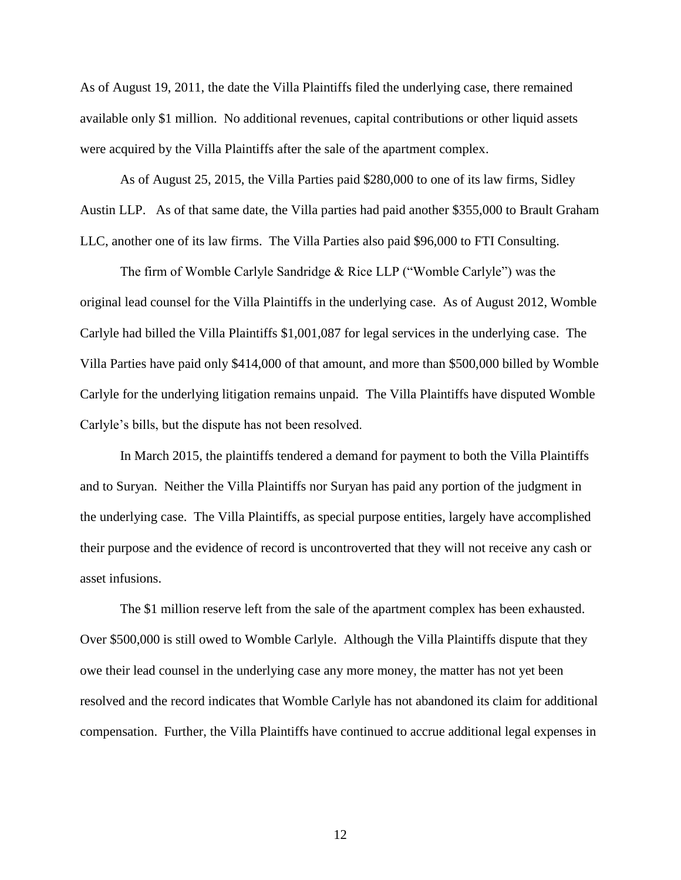As of August 19, 2011, the date the Villa Plaintiffs filed the underlying case, there remained available only $1 million. No additional revenues, capital contributions or other liquid assets were acquired by the Villa Plaintiffs after the sale of the apartment complex.

As of August 25, 2015, the Villa Parties paid $280,000 to one of its law firms, Sidley Austin LLP. As of that same date, the Villa parties had paid another $355,000 to Brault Graham LLC, another one of its law firms. The Villa Parties also paid $96,000 to FTI Consulting.

The firm of Womble Carlyle Sandridge & Rice LLP ("Womble Carlyle") was the original lead counsel for the Villa Plaintiffs in the underlying case. As of August 2012, Womble Carlyle had billed the Villa Plaintiffs $1,001,087 for legal services in the underlying case. The Villa Parties have paid only $414,000 of that amount, and more than $500,000 billed by Womble Carlyle for the underlying litigation remains unpaid. The Villa Plaintiffs have disputed Womble Carlyle's bills, but the dispute has not been resolved.

In March 2015, the plaintiffs tendered a demand for payment to both the Villa Plaintiffs and to Suryan. Neither the Villa Plaintiffs nor Suryan has paid any portion of the judgment in the underlying case. The Villa Plaintiffs, as special purpose entities, largely have accomplished their purpose and the evidence of record is uncontroverted that they will not receive any cash or asset infusions.

The $1 million reserve left from the sale of the apartment complex has been exhausted. Over $500,000 is still owed to Womble Carlyle. Although the Villa Plaintiffs dispute that they owe their lead counsel in the underlying case any more money, the matter has not yet been resolved and the record indicates that Womble Carlyle has not abandoned its claim for additional compensation. Further, the Villa Plaintiffs have continued to accrue additional legal expenses in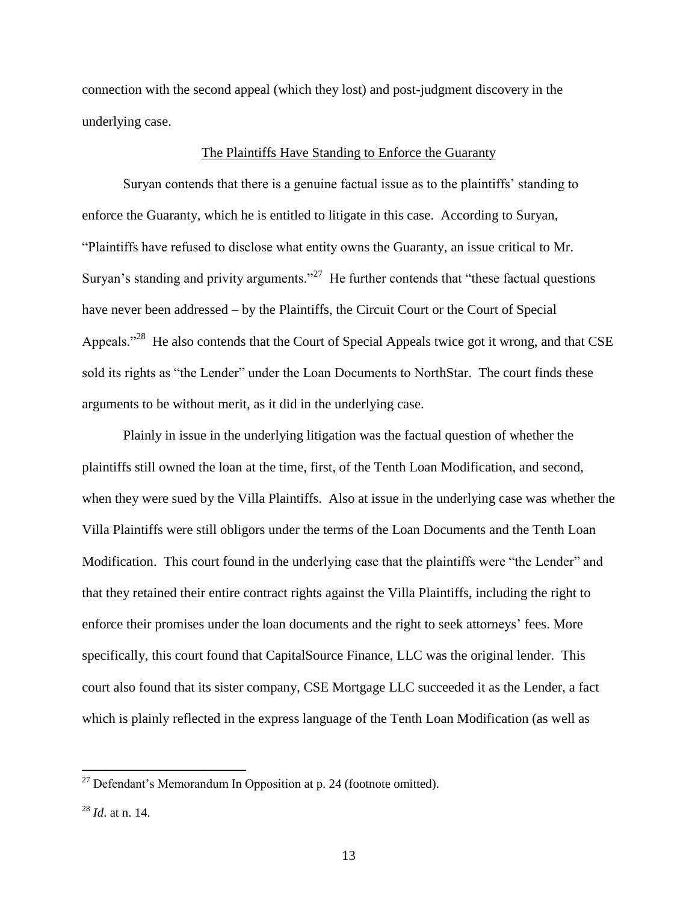connection with the second appeal (which they lost) and post-judgment discovery in the underlying case.

## The Plaintiffs Have Standing to Enforce the Guaranty

Suryan contends that there is a genuine factual issue as to the plaintiffs' standing to enforce the Guaranty, which he is entitled to litigate in this case. According to Suryan, "Plaintiffs have refused to disclose what entity owns the Guaranty, an issue critical to Mr. Suryan's standing and privity arguments."[27] He further contends that "these factual questions have never been addressed – by the Plaintiffs, the Circuit Court or the Court of Special Appeals."[28] He also contends that the Court of Special Appeals twice got it wrong, and that CSE sold its rights as "the Lender" under the Loan Documents to NorthStar. The court finds these arguments to be without merit, as it did in the underlying case.

Plainly in issue in the underlying litigation was the factual question of whether the plaintiffs still owned the loan at the time, first, of the Tenth Loan Modification, and second, when they were sued by the Villa Plaintiffs. Also at issue in the underlying case was whether the Villa Plaintiffs were still obligors under the terms of the Loan Documents and the Tenth Loan Modification. This court found in the underlying case that the plaintiffs were "the Lender" and that they retained their entire contract rights against the Villa Plaintiffs, including the right to enforce their promises under the loan documents and the right to seek attorneys' fees. More specifically, this court found that CapitalSource Finance, LLC was the original lender. This court also found that its sister company, CSE Mortgage LLC succeeded it as the Lender, a fact which is plainly reflected in the express language of the Tenth Loan Modification (as well as

---

[27] Defendant's Memorandum In Opposition at p. 24 (footnote omitted).

[28] *Id*. at n. 14.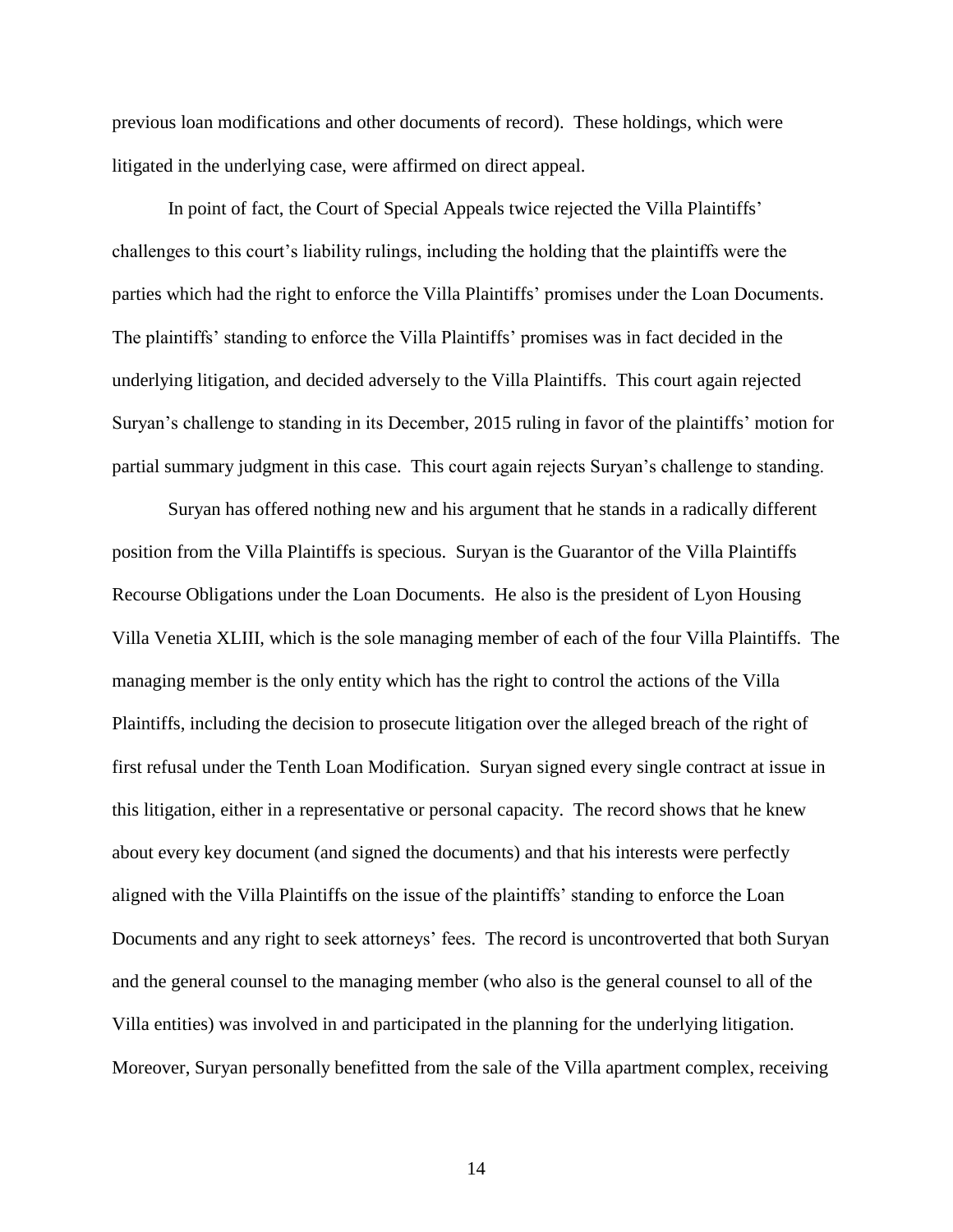previous loan modifications and other documents of record). These holdings, which were litigated in the underlying case, were affirmed on direct appeal.

In point of fact, the Court of Special Appeals twice rejected the Villa Plaintiffs' challenges to this court's liability rulings, including the holding that the plaintiffs were the parties which had the right to enforce the Villa Plaintiffs' promises under the Loan Documents. The plaintiffs' standing to enforce the Villa Plaintiffs' promises was in fact decided in the underlying litigation, and decided adversely to the Villa Plaintiffs. This court again rejected Suryan's challenge to standing in its December, 2015 ruling in favor of the plaintiffs' motion for partial summary judgment in this case. This court again rejects Suryan's challenge to standing.

Suryan has offered nothing new and his argument that he stands in a radically different position from the Villa Plaintiffs is specious. Suryan is the Guarantor of the Villa Plaintiffs Recourse Obligations under the Loan Documents. He also is the president of Lyon Housing Villa Venetia XLIII, which is the sole managing member of each of the four Villa Plaintiffs. The managing member is the only entity which has the right to control the actions of the Villa Plaintiffs, including the decision to prosecute litigation over the alleged breach of the right of first refusal under the Tenth Loan Modification. Suryan signed every single contract at issue in this litigation, either in a representative or personal capacity. The record shows that he knew about every key document (and signed the documents) and that his interests were perfectly aligned with the Villa Plaintiffs on the issue of the plaintiffs' standing to enforce the Loan Documents and any right to seek attorneys' fees. The record is uncontroverted that both Suryan and the general counsel to the managing member (who also is the general counsel to all of the Villa entities) was involved in and participated in the planning for the underlying litigation. Moreover, Suryan personally benefitted from the sale of the Villa apartment complex, receiving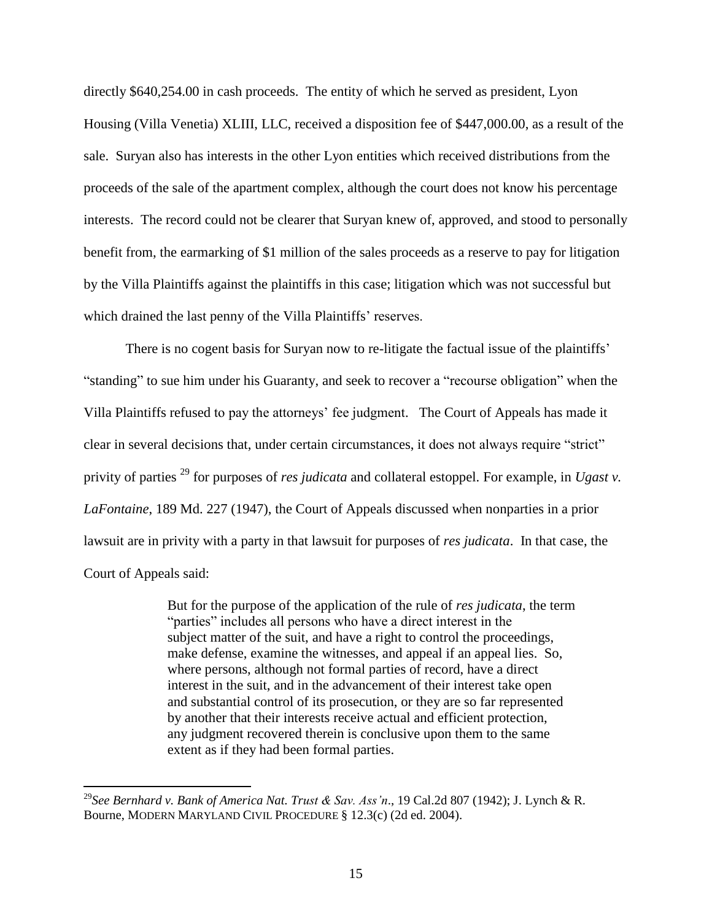directly $640,254.00 in cash proceeds. The entity of which he served as president, Lyon Housing (Villa Venetia) XLIII, LLC, received a disposition fee of $447,000.00, as a result of the sale. Suryan also has interests in the other Lyon entities which received distributions from the proceeds of the sale of the apartment complex, although the court does not know his percentage interests. The record could not be clearer that Suryan knew of, approved, and stood to personally benefit from, the earmarking of $1 million of the sales proceeds as a reserve to pay for litigation by the Villa Plaintiffs against the plaintiffs in this case; litigation which was not successful but which drained the last penny of the Villa Plaintiffs' reserves.

There is no cogent basis for Suryan now to re-litigate the factual issue of the plaintiffs' "standing" to sue him under his Guaranty, and seek to recover a "recourse obligation" when the Villa Plaintiffs refused to pay the attorneys' fee judgment. The Court of Appeals has made it clear in several decisions that, under certain circumstances, it does not always require "strict" privity of parties [29] for purposes of *res judicata* and collateral estoppel. For example, in *Ugast v. LaFontaine*, 189 Md. 227 (1947), the Court of Appeals discussed when nonparties in a prior lawsuit are in privity with a party in that lawsuit for purposes of *res judicata*. In that case, the Court of Appeals said:

> But for the purpose of the application of the rule of *res judicata*, the term "parties" includes all persons who have a direct interest in the subject matter of the suit, and have a right to control the proceedings, make defense, examine the witnesses, and appeal if an appeal lies. So, where persons, although not formal parties of record, have a direct interest in the suit, and in the advancement of their interest take open and substantial control of its prosecution, or they are so far represented by another that their interests receive actual and efficient protection, any judgment recovered therein is conclusive upon them to the same extent as if they had been formal parties.

---

[29] *See Bernhard v. Bank of America Nat. Trust & Sav. Ass'n*., 19 Cal.2d 807 (1942); J. Lynch & R. Bourne, MODERN MARYLAND CIVIL PROCEDURE § 12.3(c) (2d ed. 2004).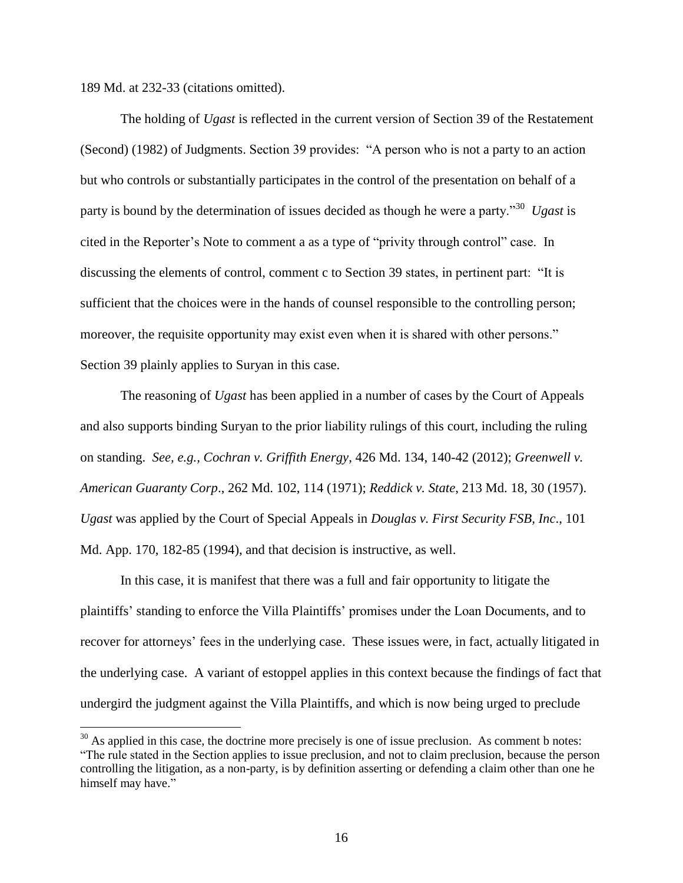189 Md. at 232-33 (citations omitted).

The holding of *Ugast* is reflected in the current version of Section 39 of the Restatement (Second) (1982) of Judgments. Section 39 provides: "A person who is not a party to an action but who controls or substantially participates in the control of the presentation on behalf of a party is bound by the determination of issues decided as though he were a party."[30] *Ugast* is cited in the Reporter's Note to comment a as a type of "privity through control" case. In discussing the elements of control, comment c to Section 39 states, in pertinent part: "It is sufficient that the choices were in the hands of counsel responsible to the controlling person; moreover, the requisite opportunity may exist even when it is shared with other persons." Section 39 plainly applies to Suryan in this case.

The reasoning of *Ugast* has been applied in a number of cases by the Court of Appeals and also supports binding Suryan to the prior liability rulings of this court, including the ruling on standing. *See, e.g., Cochran v. Griffith Energy*, 426 Md. 134, 140-42 (2012); *Greenwell v. American Guaranty Corp*., 262 Md. 102, 114 (1971); *Reddick v. State*, 213 Md. 18, 30 (1957). *Ugast* was applied by the Court of Special Appeals in *Douglas v. First Security FSB, Inc*., 101 Md. App. 170, 182-85 (1994), and that decision is instructive, as well.

In this case, it is manifest that there was a full and fair opportunity to litigate the plaintiffs' standing to enforce the Villa Plaintiffs' promises under the Loan Documents, and to recover for attorneys' fees in the underlying case. These issues were, in fact, actually litigated in the underlying case. A variant of estoppel applies in this context because the findings of fact that undergird the judgment against the Villa Plaintiffs, and which is now being urged to preclude

---

[30] As applied in this case, the doctrine more precisely is one of issue preclusion. As comment b notes: "The rule stated in the Section applies to issue preclusion, and not to claim preclusion, because the person controlling the litigation, as a non-party, is by definition asserting or defending a claim other than one he himself may have."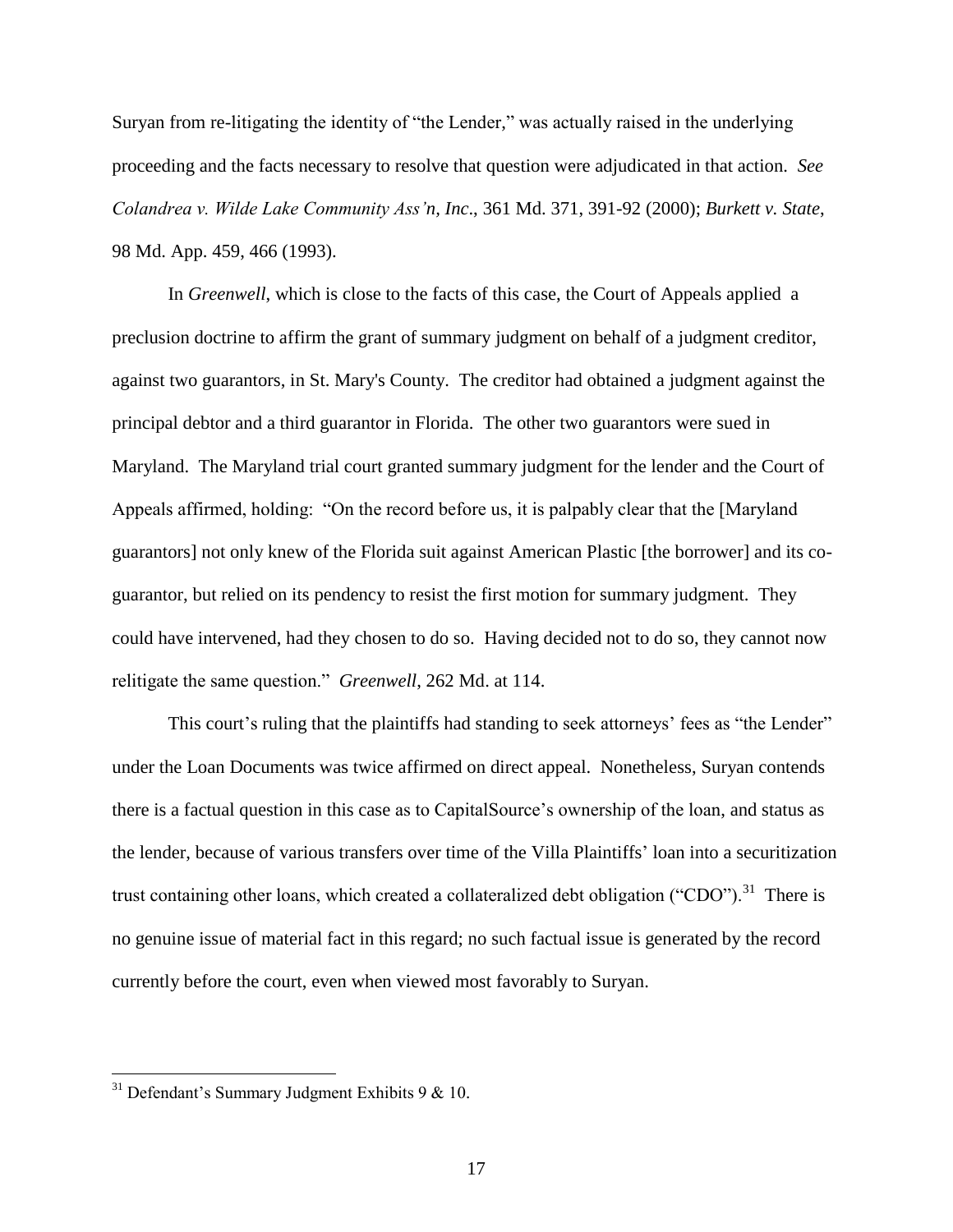Suryan from re-litigating the identity of "the Lender," was actually raised in the underlying proceeding and the facts necessary to resolve that question were adjudicated in that action. *See Colandrea v. Wilde Lake Community Ass'n, Inc*., 361 Md. 371, 391-92 (2000); *Burkett v. State*, 98 Md. App. 459, 466 (1993).

In *Greenwell*, which is close to the facts of this case, the Court of Appeals applied a preclusion doctrine to affirm the grant of summary judgment on behalf of a judgment creditor, against two guarantors, in St. Mary's County. The creditor had obtained a judgment against the principal debtor and a third guarantor in Florida. The other two guarantors were sued in Maryland. The Maryland trial court granted summary judgment for the lender and the Court of Appeals affirmed, holding: "On the record before us, it is palpably clear that the [Maryland guarantors] not only knew of the Florida suit against American Plastic [the borrower] and its co-guarantor, but relied on its pendency to resist the first motion for summary judgment. They could have intervened, had they chosen to do so. Having decided not to do so, they cannot now relitigate the same question." *Greenwell*, 262 Md. at 114.

This court's ruling that the plaintiffs had standing to seek attorneys' fees as "the Lender" under the Loan Documents was twice affirmed on direct appeal. Nonetheless, Suryan contends there is a factual question in this case as to CapitalSource's ownership of the loan, and status as the lender, because of various transfers over time of the Villa Plaintiffs' loan into a securitization trust containing other loans, which created a collateralized debt obligation ("CDO").[31] There is no genuine issue of material fact in this regard; no such factual issue is generated by the record currently before the court, even when viewed most favorably to Suryan.

[31] Defendant's Summary Judgment Exhibits 9 & 10.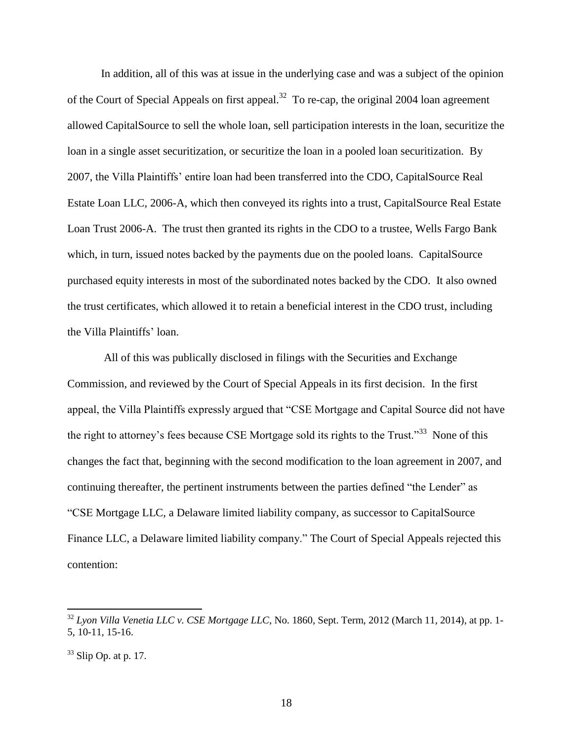In addition, all of this was at issue in the underlying case and was a subject of the opinion of the Court of Special Appeals on first appeal.[32] To re-cap, the original 2004 loan agreement allowed CapitalSource to sell the whole loan, sell participation interests in the loan, securitize the loan in a single asset securitization, or securitize the loan in a pooled loan securitization. By 2007, the Villa Plaintiffs' entire loan had been transferred into the CDO, CapitalSource Real Estate Loan LLC, 2006-A, which then conveyed its rights into a trust, CapitalSource Real Estate Loan Trust 2006-A. The trust then granted its rights in the CDO to a trustee, Wells Fargo Bank which, in turn, issued notes backed by the payments due on the pooled loans. CapitalSource purchased equity interests in most of the subordinated notes backed by the CDO. It also owned the trust certificates, which allowed it to retain a beneficial interest in the CDO trust, including the Villa Plaintiffs' loan.

All of this was publically disclosed in filings with the Securities and Exchange Commission, and reviewed by the Court of Special Appeals in its first decision. In the first appeal, the Villa Plaintiffs expressly argued that "CSE Mortgage and Capital Source did not have the right to attorney's fees because CSE Mortgage sold its rights to the Trust."[33] None of this changes the fact that, beginning with the second modification to the loan agreement in 2007, and continuing thereafter, the pertinent instruments between the parties defined "the Lender" as "CSE Mortgage LLC, a Delaware limited liability company, as successor to CapitalSource Finance LLC, a Delaware limited liability company." The Court of Special Appeals rejected this contention:

---

[32] *Lyon Villa Venetia LLC v. CSE Mortgage LLC*, No. 1860, Sept. Term, 2012 (March 11, 2014), at pp. 1-5, 10-11, 15-16.

[33] Slip Op. at p. 17.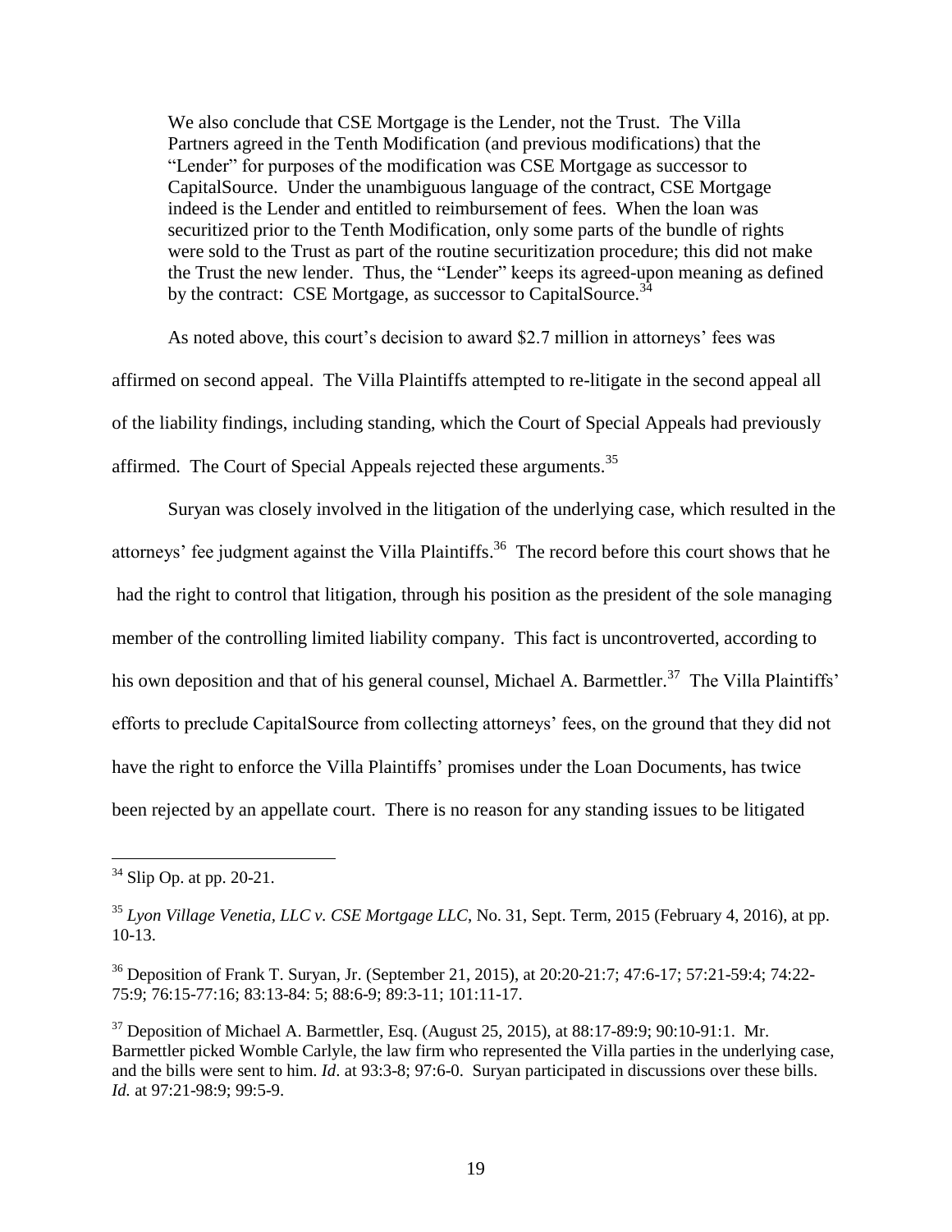> We also conclude that CSE Mortgage is the Lender, not the Trust. The Villa Partners agreed in the Tenth Modification (and previous modifications) that the "Lender" for purposes of the modification was CSE Mortgage as successor to CapitalSource. Under the unambiguous language of the contract, CSE Mortgage indeed is the Lender and entitled to reimbursement of fees. When the loan was securitized prior to the Tenth Modification, only some parts of the bundle of rights were sold to the Trust as part of the routine securitization procedure; this did not make the Trust the new lender. Thus, the "Lender" keeps its agreed-upon meaning as defined by the contract: CSE Mortgage, as successor to CapitalSource.[34]

As noted above, this court's decision to award $2.7 million in attorneys' fees was affirmed on second appeal. The Villa Plaintiffs attempted to re-litigate in the second appeal all of the liability findings, including standing, which the Court of Special Appeals had previously affirmed. The Court of Special Appeals rejected these arguments.[35]

Suryan was closely involved in the litigation of the underlying case, which resulted in the attorneys' fee judgment against the Villa Plaintiffs.[36] The record before this court shows that he had the right to control that litigation, through his position as the president of the sole managing member of the controlling limited liability company. This fact is uncontroverted, according to his own deposition and that of his general counsel, Michael A. Barmettler.[37] The Villa Plaintiffs' efforts to preclude CapitalSource from collecting attorneys' fees, on the ground that they did not have the right to enforce the Villa Plaintiffs' promises under the Loan Documents, has twice been rejected by an appellate court. There is no reason for any standing issues to be litigated

---

[34] Slip Op. at pp. 20-21.

[35] *Lyon Village Venetia, LLC v. CSE Mortgage LLC*, No. 31, Sept. Term, 2015 (February 4, 2016), at pp. 10-13.

[36] Deposition of Frank T. Suryan, Jr. (September 21, 2015), at 20:20-21:7; 47:6-17; 57:21-59:4; 74:22-75:9; 76:15-77:16; 83:13-84: 5; 88:6-9; 89:3-11; 101:11-17.

[37] Deposition of Michael A. Barmettler, Esq. (August 25, 2015), at 88:17-89:9; 90:10-91:1. Mr. Barmettler picked Womble Carlyle, the law firm who represented the Villa parties in the underlying case, and the bills were sent to him. *Id*. at 93:3-8; 97:6-0. Suryan participated in discussions over these bills. *Id.* at 97:21-98:9; 99:5-9.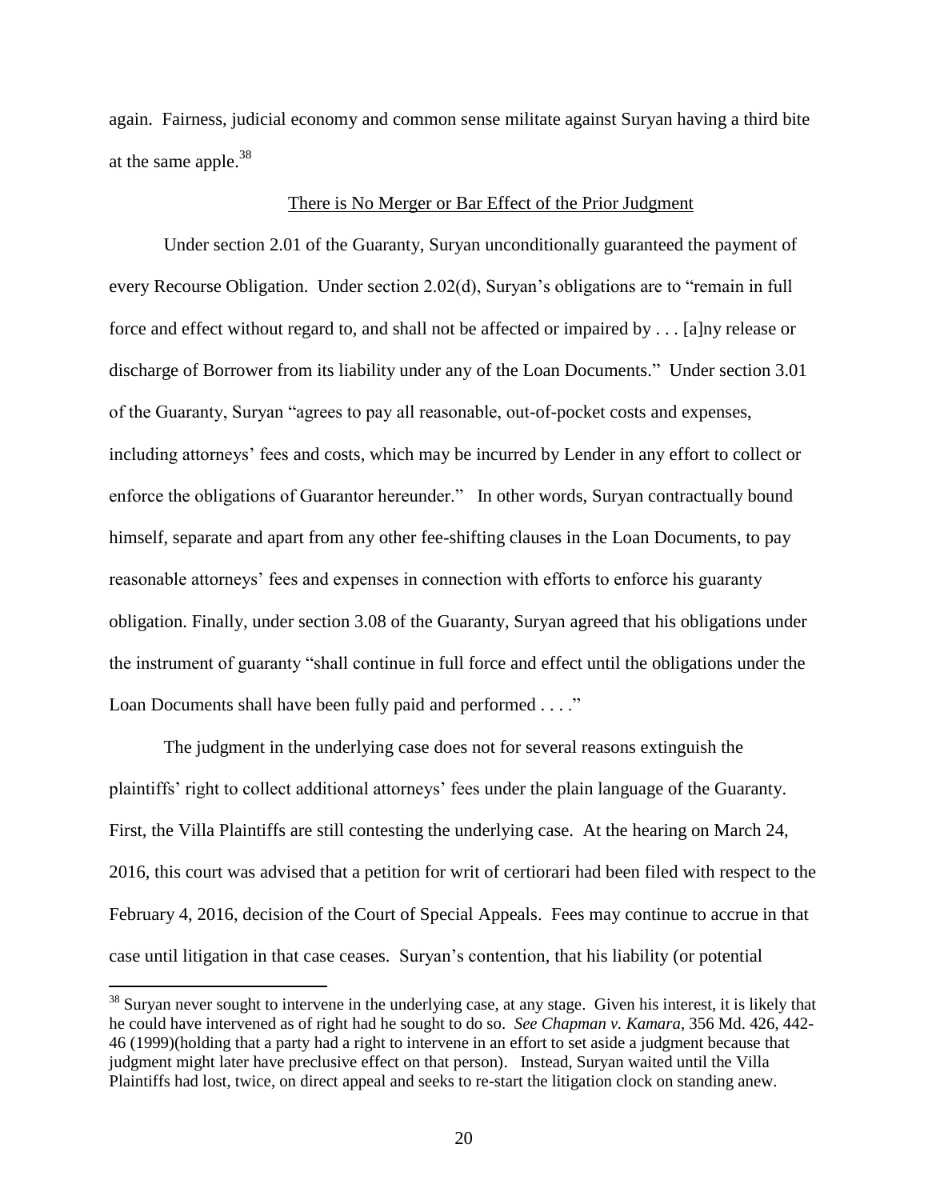again. Fairness, judicial economy and common sense militate against Suryan having a third bite at the same apple.[38]

<u>There is No Merger or Bar Effect of the Prior Judgment</u>

Under section 2.01 of the Guaranty, Suryan unconditionally guaranteed the payment of every Recourse Obligation. Under section 2.02(d), Suryan's obligations are to "remain in full force and effect without regard to, and shall not be affected or impaired by . . . [a]ny release or discharge of Borrower from its liability under any of the Loan Documents." Under section 3.01 of the Guaranty, Suryan "agrees to pay all reasonable, out-of-pocket costs and expenses, including attorneys' fees and costs, which may be incurred by Lender in any effort to collect or enforce the obligations of Guarantor hereunder." In other words, Suryan contractually bound himself, separate and apart from any other fee-shifting clauses in the Loan Documents, to pay reasonable attorneys' fees and expenses in connection with efforts to enforce his guaranty obligation. Finally, under section 3.08 of the Guaranty, Suryan agreed that his obligations under the instrument of guaranty "shall continue in full force and effect until the obligations under the Loan Documents shall have been fully paid and performed . . . ."

The judgment in the underlying case does not for several reasons extinguish the plaintiffs' right to collect additional attorneys' fees under the plain language of the Guaranty. First, the Villa Plaintiffs are still contesting the underlying case. At the hearing on March 24, 2016, this court was advised that a petition for writ of certiorari had been filed with respect to the February 4, 2016, decision of the Court of Special Appeals. Fees may continue to accrue in that case until litigation in that case ceases. Suryan's contention, that his liability (or potential

---

[38] Suryan never sought to intervene in the underlying case, at any stage. Given his interest, it is likely that he could have intervened as of right had he sought to do so. *See Chapman v. Kamara*, 356 Md. 426, 442-46 (1999)(holding that a party had a right to intervene in an effort to set aside a judgment because that judgment might later have preclusive effect on that person). Instead, Suryan waited until the Villa Plaintiffs had lost, twice, on direct appeal and seeks to re-start the litigation clock on standing anew.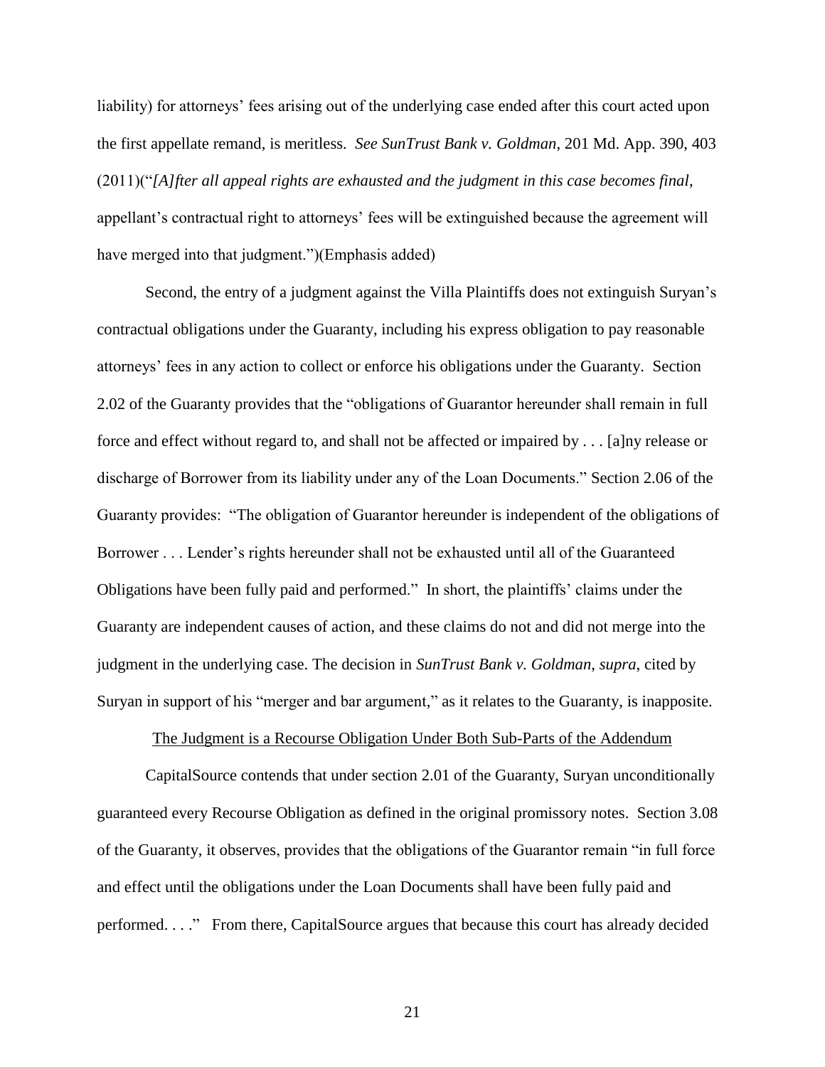liability) for attorneys' fees arising out of the underlying case ended after this court acted upon the first appellate remand, is meritless. *See SunTrust Bank v. Goldman*, 201 Md. App. 390, 403 (2011)("*[A]fter all appeal rights are exhausted and the judgment in this case becomes final*, appellant's contractual right to attorneys' fees will be extinguished because the agreement will have merged into that judgment.")(Emphasis added)

Second, the entry of a judgment against the Villa Plaintiffs does not extinguish Suryan's contractual obligations under the Guaranty, including his express obligation to pay reasonable attorneys' fees in any action to collect or enforce his obligations under the Guaranty. Section 2.02 of the Guaranty provides that the "obligations of Guarantor hereunder shall remain in full force and effect without regard to, and shall not be affected or impaired by . . . [a]ny release or discharge of Borrower from its liability under any of the Loan Documents." Section 2.06 of the Guaranty provides: "The obligation of Guarantor hereunder is independent of the obligations of Borrower . . . Lender's rights hereunder shall not be exhausted until all of the Guaranteed Obligations have been fully paid and performed." In short, the plaintiffs' claims under the Guaranty are independent causes of action, and these claims do not and did not merge into the judgment in the underlying case. The decision in *SunTrust Bank v. Goldman*, *supra*, cited by Suryan in support of his "merger and bar argument," as it relates to the Guaranty, is inapposite.

<u>The Judgment is a Recourse Obligation Under Both Sub-Parts of the Addendum</u>

CapitalSource contends that under section 2.01 of the Guaranty, Suryan unconditionally guaranteed every Recourse Obligation as defined in the original promissory notes. Section 3.08 of the Guaranty, it observes, provides that the obligations of the Guarantor remain "in full force and effect until the obligations under the Loan Documents shall have been fully paid and performed. . . ." From there, CapitalSource argues that because this court has already decided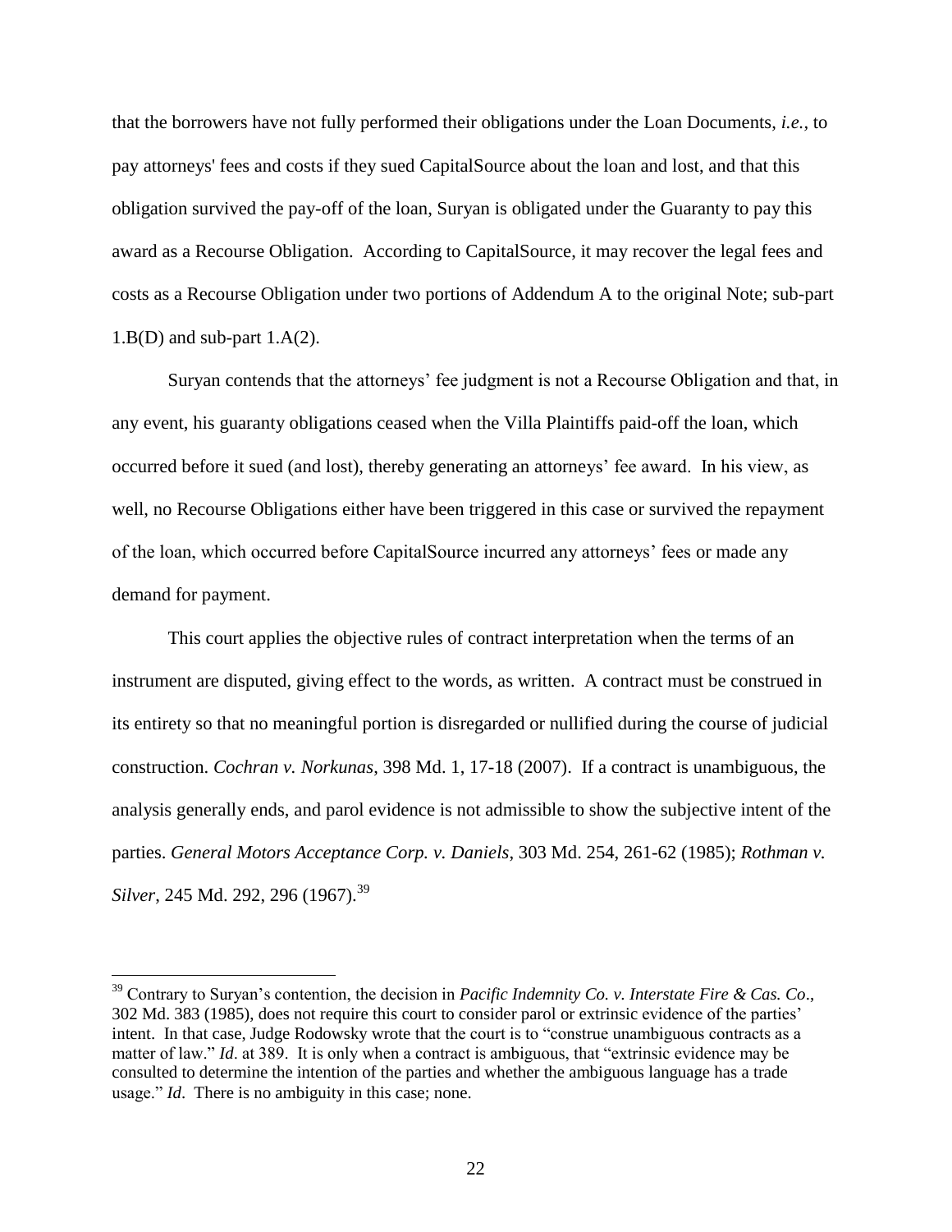that the borrowers have not fully performed their obligations under the Loan Documents, *i.e.*, to pay attorneys' fees and costs if they sued CapitalSource about the loan and lost, and that this obligation survived the pay-off of the loan, Suryan is obligated under the Guaranty to pay this award as a Recourse Obligation. According to CapitalSource, it may recover the legal fees and costs as a Recourse Obligation under two portions of Addendum A to the original Note; sub-part 1.B(D) and sub-part 1.A(2).

Suryan contends that the attorneys' fee judgment is not a Recourse Obligation and that, in any event, his guaranty obligations ceased when the Villa Plaintiffs paid-off the loan, which occurred before it sued (and lost), thereby generating an attorneys' fee award. In his view, as well, no Recourse Obligations either have been triggered in this case or survived the repayment of the loan, which occurred before CapitalSource incurred any attorneys' fees or made any demand for payment.

This court applies the objective rules of contract interpretation when the terms of an instrument are disputed, giving effect to the words, as written. A contract must be construed in its entirety so that no meaningful portion is disregarded or nullified during the course of judicial construction. *Cochran v. Norkunas*, 398 Md. 1, 17-18 (2007). If a contract is unambiguous, the analysis generally ends, and parol evidence is not admissible to show the subjective intent of the parties. *General Motors Acceptance Corp. v. Daniels*, 303 Md. 254, 261-62 (1985); *Rothman v. Silver*, 245 Md. 292, 296 (1967).[39]

---

[39] Contrary to Suryan's contention, the decision in *Pacific Indemnity Co. v. Interstate Fire & Cas. Co*., 302 Md. 383 (1985), does not require this court to consider parol or extrinsic evidence of the parties' intent. In that case, Judge Rodowsky wrote that the court is to "construe unambiguous contracts as a matter of law." *Id*. at 389. It is only when a contract is ambiguous, that "extrinsic evidence may be consulted to determine the intention of the parties and whether the ambiguous language has a trade usage." *Id*. There is no ambiguity in this case; none.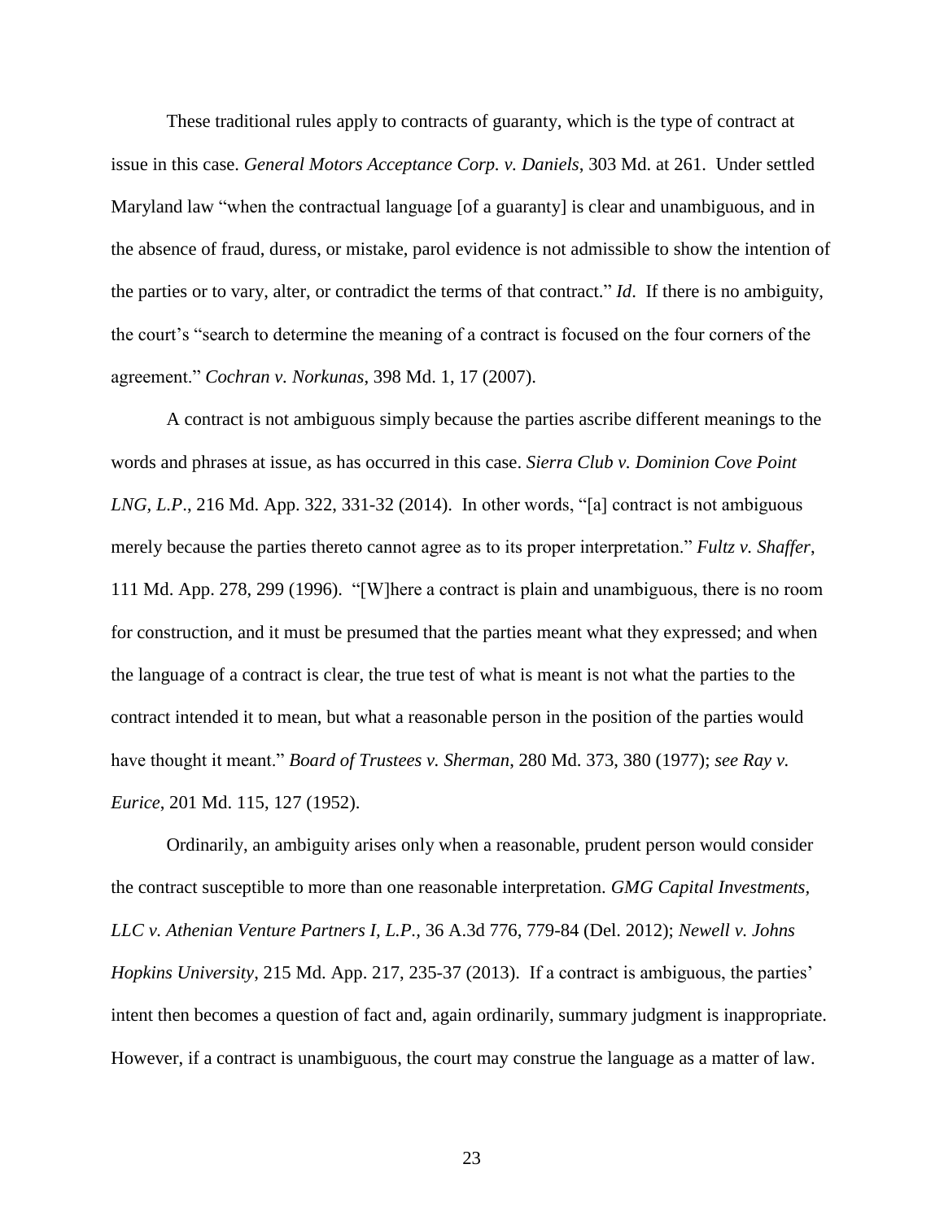These traditional rules apply to contracts of guaranty, which is the type of contract at issue in this case. *General Motors Acceptance Corp. v. Daniels*, 303 Md. at 261. Under settled Maryland law "when the contractual language [of a guaranty] is clear and unambiguous, and in the absence of fraud, duress, or mistake, parol evidence is not admissible to show the intention of the parties or to vary, alter, or contradict the terms of that contract." *Id*. If there is no ambiguity, the court's "search to determine the meaning of a contract is focused on the four corners of the agreement." *Cochran v. Norkunas*, 398 Md. 1, 17 (2007).

A contract is not ambiguous simply because the parties ascribe different meanings to the words and phrases at issue, as has occurred in this case. *Sierra Club v. Dominion Cove Point LNG, L.P*., 216 Md. App. 322, 331-32 (2014). In other words, "[a] contract is not ambiguous merely because the parties thereto cannot agree as to its proper interpretation." *Fultz v. Shaffer*, 111 Md. App. 278, 299 (1996). "[W]here a contract is plain and unambiguous, there is no room for construction, and it must be presumed that the parties meant what they expressed; and when the language of a contract is clear, the true test of what is meant is not what the parties to the contract intended it to mean, but what a reasonable person in the position of the parties would have thought it meant." *Board of Trustees v. Sherman*, 280 Md. 373, 380 (1977); *see Ray v. Eurice*, 201 Md. 115, 127 (1952).

Ordinarily, an ambiguity arises only when a reasonable, prudent person would consider the contract susceptible to more than one reasonable interpretation. *GMG Capital Investments, LLC v. Athenian Venture Partners I, L.P.*, 36 A.3d 776, 779-84 (Del. 2012); *Newell v. Johns Hopkins University*, 215 Md. App. 217, 235-37 (2013). If a contract is ambiguous, the parties' intent then becomes a question of fact and, again ordinarily, summary judgment is inappropriate. However, if a contract is unambiguous, the court may construe the language as a matter of law.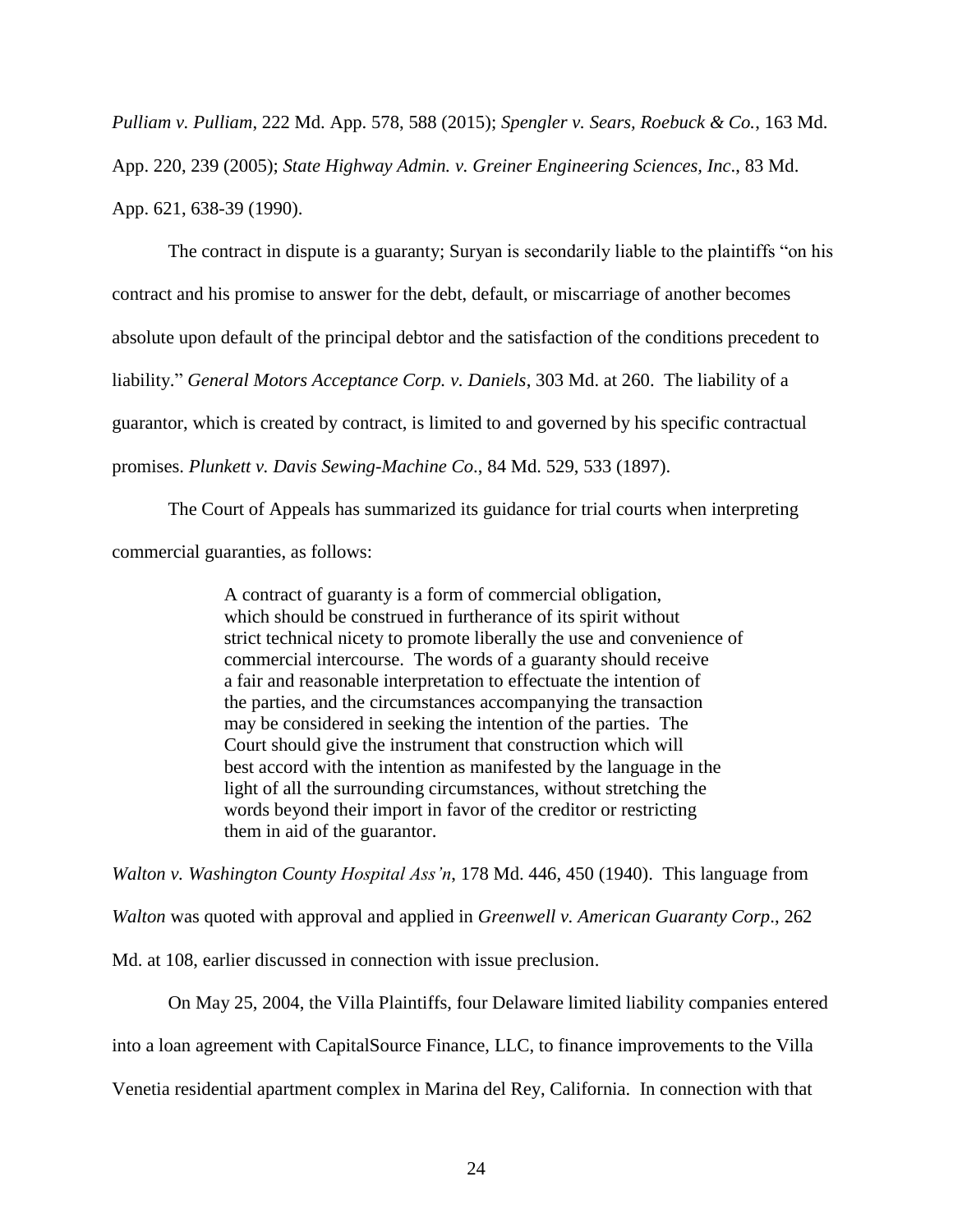*Pulliam v. Pulliam*, 222 Md. App. 578, 588 (2015); *Spengler v. Sears, Roebuck & Co.*, 163 Md. App. 220, 239 (2005); *State Highway Admin. v. Greiner Engineering Sciences, Inc*., 83 Md. App. 621, 638-39 (1990).

The contract in dispute is a guaranty; Suryan is secondarily liable to the plaintiffs "on his contract and his promise to answer for the debt, default, or miscarriage of another becomes absolute upon default of the principal debtor and the satisfaction of the conditions precedent to liability." *General Motors Acceptance Corp. v. Daniels*, 303 Md. at 260. The liability of a guarantor, which is created by contract, is limited to and governed by his specific contractual promises. *Plunkett v. Davis Sewing-Machine Co*., 84 Md. 529, 533 (1897).

The Court of Appeals has summarized its guidance for trial courts when interpreting commercial guaranties, as follows:

> A contract of guaranty is a form of commercial obligation, which should be construed in furtherance of its spirit without strict technical nicety to promote liberally the use and convenience of commercial intercourse. The words of a guaranty should receive a fair and reasonable interpretation to effectuate the intention of the parties, and the circumstances accompanying the transaction may be considered in seeking the intention of the parties. The Court should give the instrument that construction which will best accord with the intention as manifested by the language in the light of all the surrounding circumstances, without stretching the words beyond their import in favor of the creditor or restricting them in aid of the guarantor.

*Walton v. Washington County Hospital Ass'n*, 178 Md. 446, 450 (1940). This language from *Walton* was quoted with approval and applied in *Greenwell v. American Guaranty Corp*., 262 Md. at 108, earlier discussed in connection with issue preclusion.

On May 25, 2004, the Villa Plaintiffs, four Delaware limited liability companies entered into a loan agreement with CapitalSource Finance, LLC, to finance improvements to the Villa Venetia residential apartment complex in Marina del Rey, California. In connection with that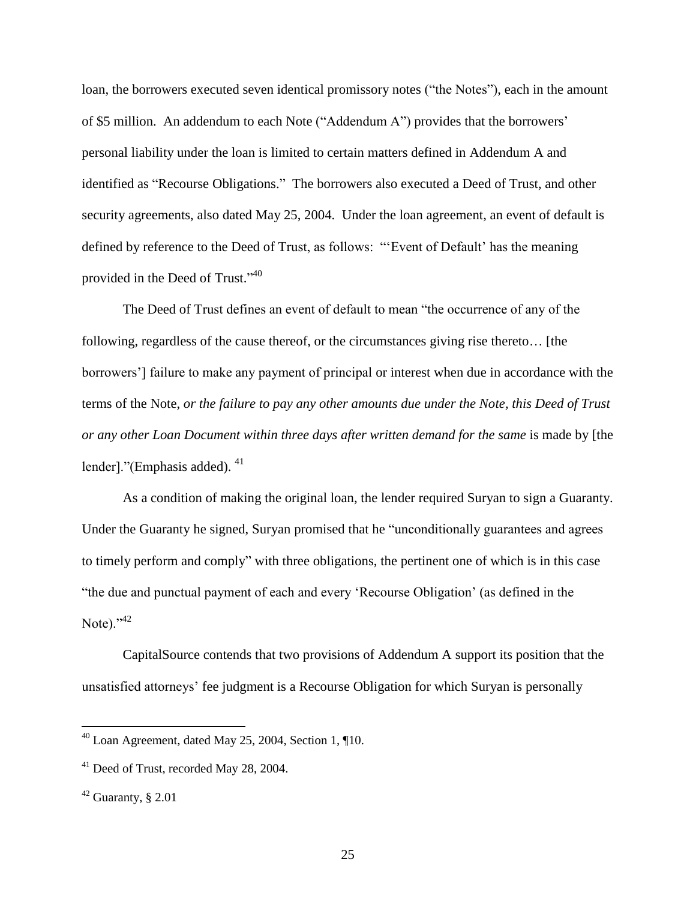loan, the borrowers executed seven identical promissory notes ("the Notes"), each in the amount of $5 million. An addendum to each Note ("Addendum A") provides that the borrowers' personal liability under the loan is limited to certain matters defined in Addendum A and identified as "Recourse Obligations." The borrowers also executed a Deed of Trust, and other security agreements, also dated May 25, 2004. Under the loan agreement, an event of default is defined by reference to the Deed of Trust, as follows: "'Event of Default' has the meaning provided in the Deed of Trust."[40]

The Deed of Trust defines an event of default to mean "the occurrence of any of the following, regardless of the cause thereof, or the circumstances giving rise thereto… [the borrowers'] failure to make any payment of principal or interest when due in accordance with the terms of the Note, *or the failure to pay any other amounts due under the Note, this Deed of Trust or any other Loan Document within three days after written demand for the same* is made by [the lender]."(Emphasis added). [41]

As a condition of making the original loan, the lender required Suryan to sign a Guaranty. Under the Guaranty he signed, Suryan promised that he "unconditionally guarantees and agrees to timely perform and comply" with three obligations, the pertinent one of which is in this case "the due and punctual payment of each and every 'Recourse Obligation' (as defined in the Note)."[42]

CapitalSource contends that two provisions of Addendum A support its position that the unsatisfied attorneys' fee judgment is a Recourse Obligation for which Suryan is personally

---

[40] Loan Agreement, dated May 25, 2004, Section 1, ¶10.

[41] Deed of Trust, recorded May 28, 2004.

[42] Guaranty, § 2.01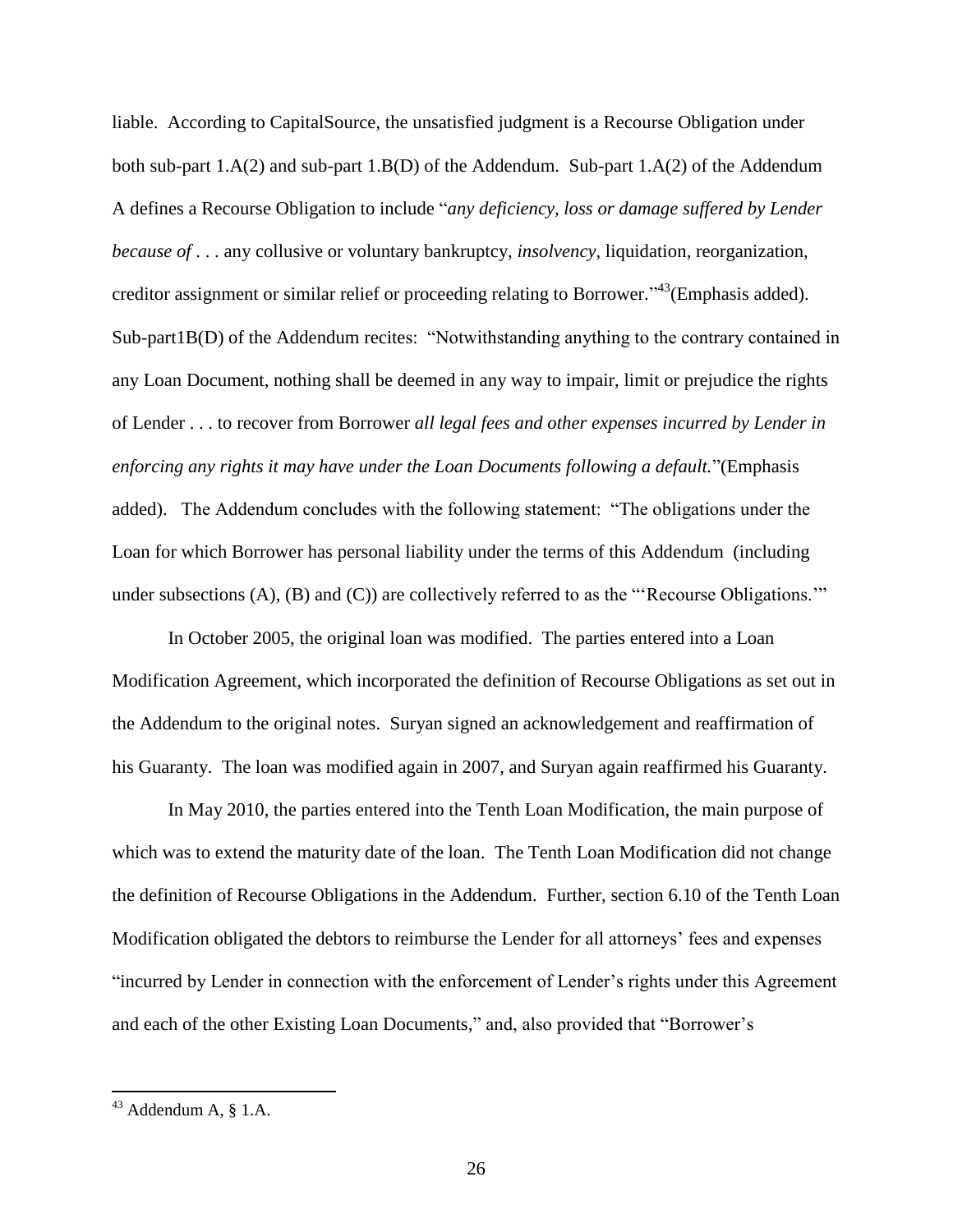liable. According to CapitalSource, the unsatisfied judgment is a Recourse Obligation under both sub-part 1.A(2) and sub-part 1.B(D) of the Addendum. Sub-part 1.A(2) of the Addendum A defines a Recourse Obligation to include "*any deficiency, loss or damage suffered by Lender because of* . . . any collusive or voluntary bankruptcy, *insolvency*, liquidation, reorganization, creditor assignment or similar relief or proceeding relating to Borrower."[43](Emphasis added). Sub-part1B(D) of the Addendum recites: "Notwithstanding anything to the contrary contained in any Loan Document, nothing shall be deemed in any way to impair, limit or prejudice the rights of Lender . . . to recover from Borrower *all legal fees and other expenses incurred by Lender in enforcing any rights it may have under the Loan Documents following a default.*"(Emphasis added). The Addendum concludes with the following statement: "The obligations under the Loan for which Borrower has personal liability under the terms of this Addendum (including under subsections (A), (B) and (C)) are collectively referred to as the "'Recourse Obligations.'"

In October 2005, the original loan was modified. The parties entered into a Loan Modification Agreement, which incorporated the definition of Recourse Obligations as set out in the Addendum to the original notes. Suryan signed an acknowledgement and reaffirmation of his Guaranty. The loan was modified again in 2007, and Suryan again reaffirmed his Guaranty.

In May 2010, the parties entered into the Tenth Loan Modification, the main purpose of which was to extend the maturity date of the loan. The Tenth Loan Modification did not change the definition of Recourse Obligations in the Addendum. Further, section 6.10 of the Tenth Loan Modification obligated the debtors to reimburse the Lender for all attorneys' fees and expenses "incurred by Lender in connection with the enforcement of Lender's rights under this Agreement and each of the other Existing Loan Documents," and, also provided that "Borrower's

---

[43] Addendum A, § 1.A.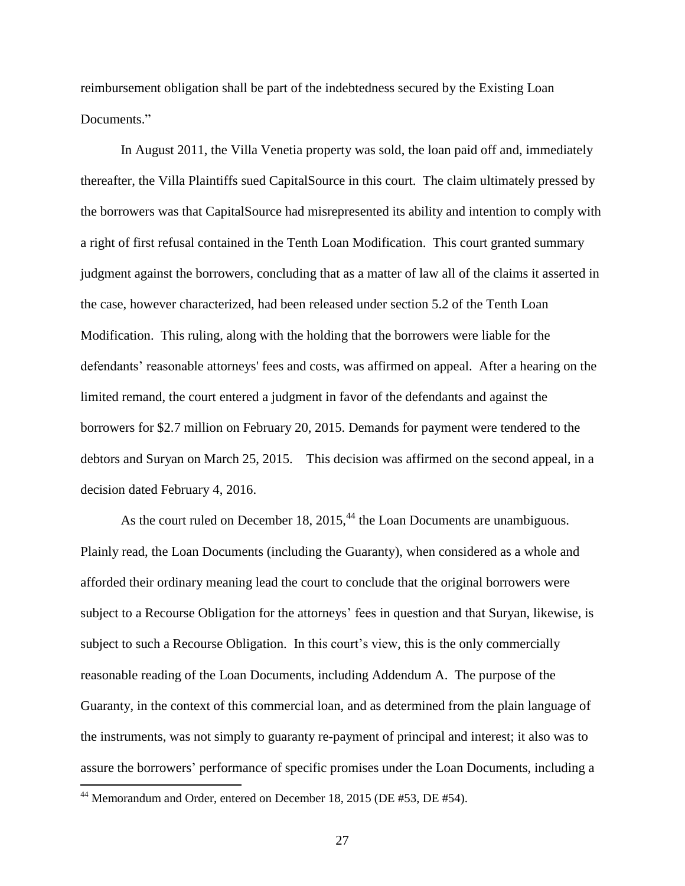reimbursement obligation shall be part of the indebtedness secured by the Existing Loan Documents."

In August 2011, the Villa Venetia property was sold, the loan paid off and, immediately thereafter, the Villa Plaintiffs sued CapitalSource in this court. The claim ultimately pressed by the borrowers was that CapitalSource had misrepresented its ability and intention to comply with a right of first refusal contained in the Tenth Loan Modification. This court granted summary judgment against the borrowers, concluding that as a matter of law all of the claims it asserted in the case, however characterized, had been released under section 5.2 of the Tenth Loan Modification. This ruling, along with the holding that the borrowers were liable for the defendants' reasonable attorneys' fees and costs, was affirmed on appeal. After a hearing on the limited remand, the court entered a judgment in favor of the defendants and against the borrowers for \$2.7 million on February 20, 2015. Demands for payment were tendered to the debtors and Suryan on March 25, 2015. This decision was affirmed on the second appeal, in a decision dated February 4, 2016.

As the court ruled on December 18, 2015,[44] the Loan Documents are unambiguous. Plainly read, the Loan Documents (including the Guaranty), when considered as a whole and afforded their ordinary meaning lead the court to conclude that the original borrowers were subject to a Recourse Obligation for the attorneys' fees in question and that Suryan, likewise, is subject to such a Recourse Obligation. In this court's view, this is the only commercially reasonable reading of the Loan Documents, including Addendum A. The purpose of the Guaranty, in the context of this commercial loan, and as determined from the plain language of the instruments, was not simply to guaranty re-payment of principal and interest; it also was to assure the borrowers' performance of specific promises under the Loan Documents, including a

[44] Memorandum and Order, entered on December 18, 2015 (DE #53, DE #54).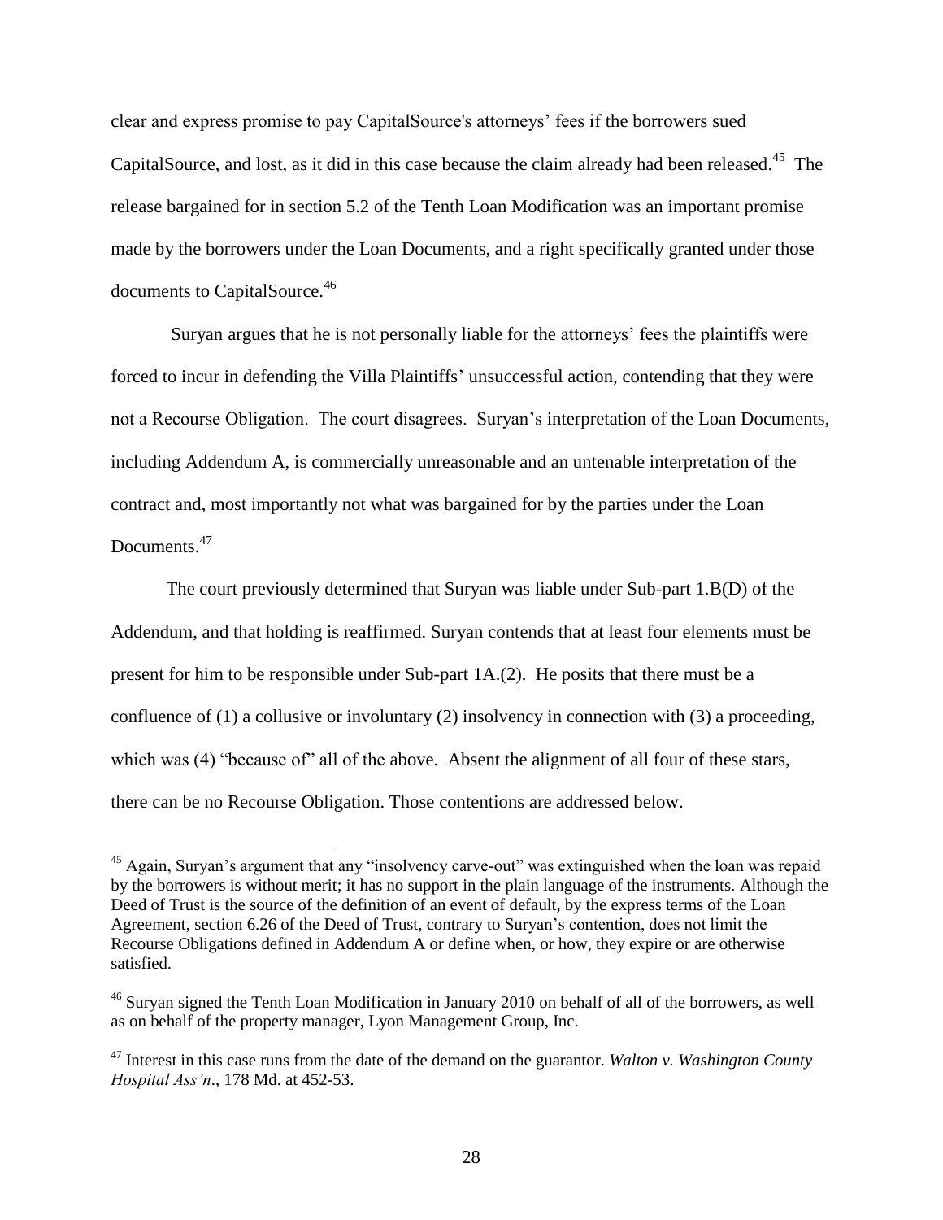clear and express promise to pay CapitalSource's attorneys' fees if the borrowers sued CapitalSource, and lost, as it did in this case because the claim already had been released.[45] The release bargained for in section 5.2 of the Tenth Loan Modification was an important promise made by the borrowers under the Loan Documents, and a right specifically granted under those documents to CapitalSource.[46]

Suryan argues that he is not personally liable for the attorneys' fees the plaintiffs were forced to incur in defending the Villa Plaintiffs' unsuccessful action, contending that they were not a Recourse Obligation. The court disagrees. Suryan's interpretation of the Loan Documents, including Addendum A, is commercially unreasonable and an untenable interpretation of the contract and, most importantly not what was bargained for by the parties under the Loan Documents.[47]

The court previously determined that Suryan was liable under Sub-part 1.B(D) of the Addendum, and that holding is reaffirmed. Suryan contends that at least four elements must be present for him to be responsible under Sub-part 1A.(2). He posits that there must be a confluence of (1) a collusive or involuntary (2) insolvency in connection with (3) a proceeding, which was (4) "because of" all of the above. Absent the alignment of all four of these stars, there can be no Recourse Obligation. Those contentions are addressed below.

---

[45] Again, Suryan's argument that any "insolvency carve-out" was extinguished when the loan was repaid by the borrowers is without merit; it has no support in the plain language of the instruments. Although the Deed of Trust is the source of the definition of an event of default, by the express terms of the Loan Agreement, section 6.26 of the Deed of Trust, contrary to Suryan's contention, does not limit the Recourse Obligations defined in Addendum A or define when, or how, they expire or are otherwise satisfied.

[46] Suryan signed the Tenth Loan Modification in January 2010 on behalf of all of the borrowers, as well as on behalf of the property manager, Lyon Management Group, Inc.

[47] Interest in this case runs from the date of the demand on the guarantor. *Walton v. Washington County Hospital Ass'n*., 178 Md. at 452-53.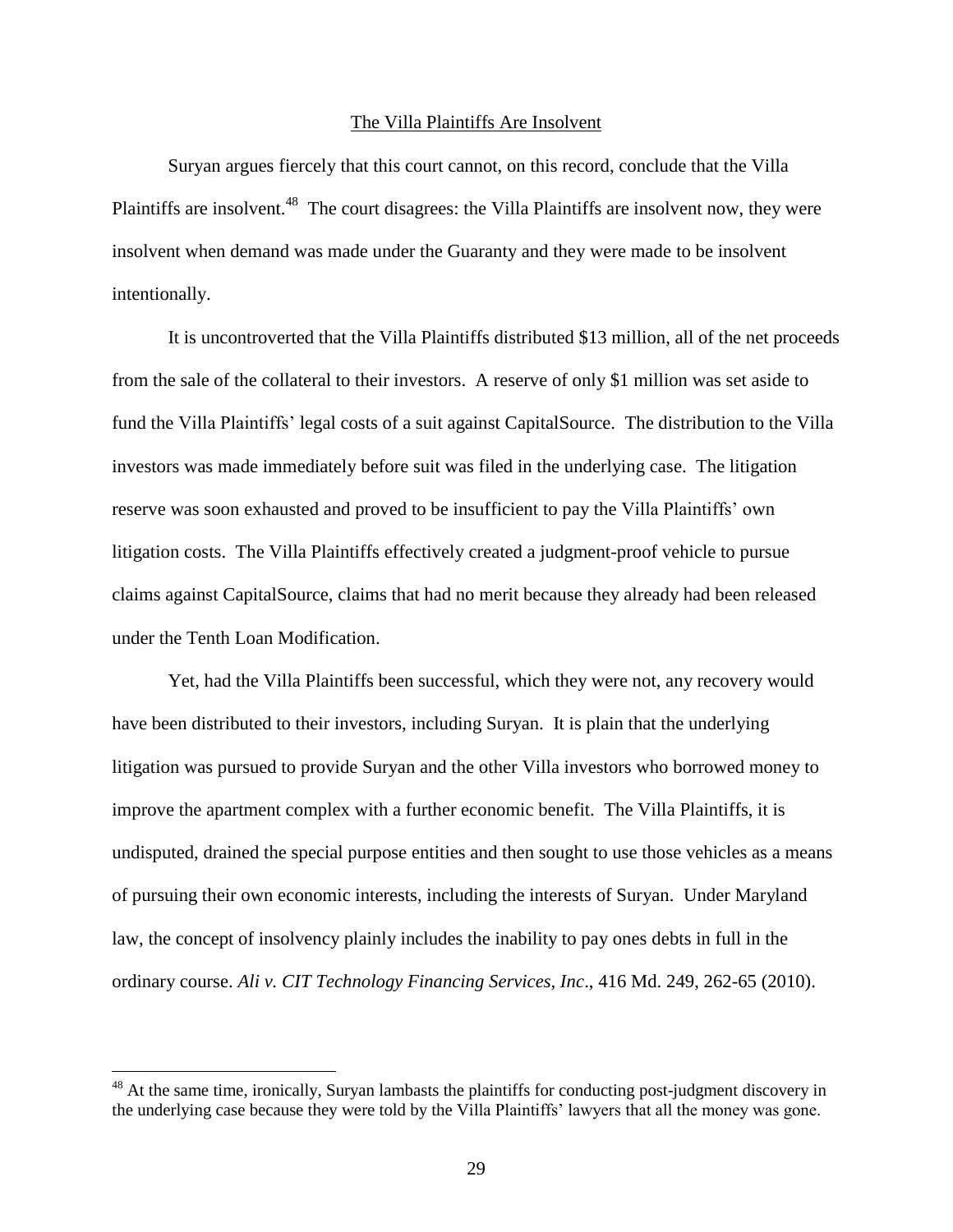## The Villa Plaintiffs Are Insolvent

Suryan argues fiercely that this court cannot, on this record, conclude that the Villa Plaintiffs are insolvent.[48] The court disagrees: the Villa Plaintiffs are insolvent now, they were insolvent when demand was made under the Guaranty and they were made to be insolvent intentionally.

It is uncontroverted that the Villa Plaintiffs distributed $13 million, all of the net proceeds from the sale of the collateral to their investors. A reserve of only $1 million was set aside to fund the Villa Plaintiffs' legal costs of a suit against CapitalSource. The distribution to the Villa investors was made immediately before suit was filed in the underlying case. The litigation reserve was soon exhausted and proved to be insufficient to pay the Villa Plaintiffs' own litigation costs. The Villa Plaintiffs effectively created a judgment-proof vehicle to pursue claims against CapitalSource, claims that had no merit because they already had been released under the Tenth Loan Modification.

Yet, had the Villa Plaintiffs been successful, which they were not, any recovery would have been distributed to their investors, including Suryan. It is plain that the underlying litigation was pursued to provide Suryan and the other Villa investors who borrowed money to improve the apartment complex with a further economic benefit. The Villa Plaintiffs, it is undisputed, drained the special purpose entities and then sought to use those vehicles as a means of pursuing their own economic interests, including the interests of Suryan. Under Maryland law, the concept of insolvency plainly includes the inability to pay ones debts in full in the ordinary course. *Ali v. CIT Technology Financing Services, Inc*., 416 Md. 249, 262-65 (2010).

---

[48] At the same time, ironically, Suryan lambasts the plaintiffs for conducting post-judgment discovery in the underlying case because they were told by the Villa Plaintiffs' lawyers that all the money was gone.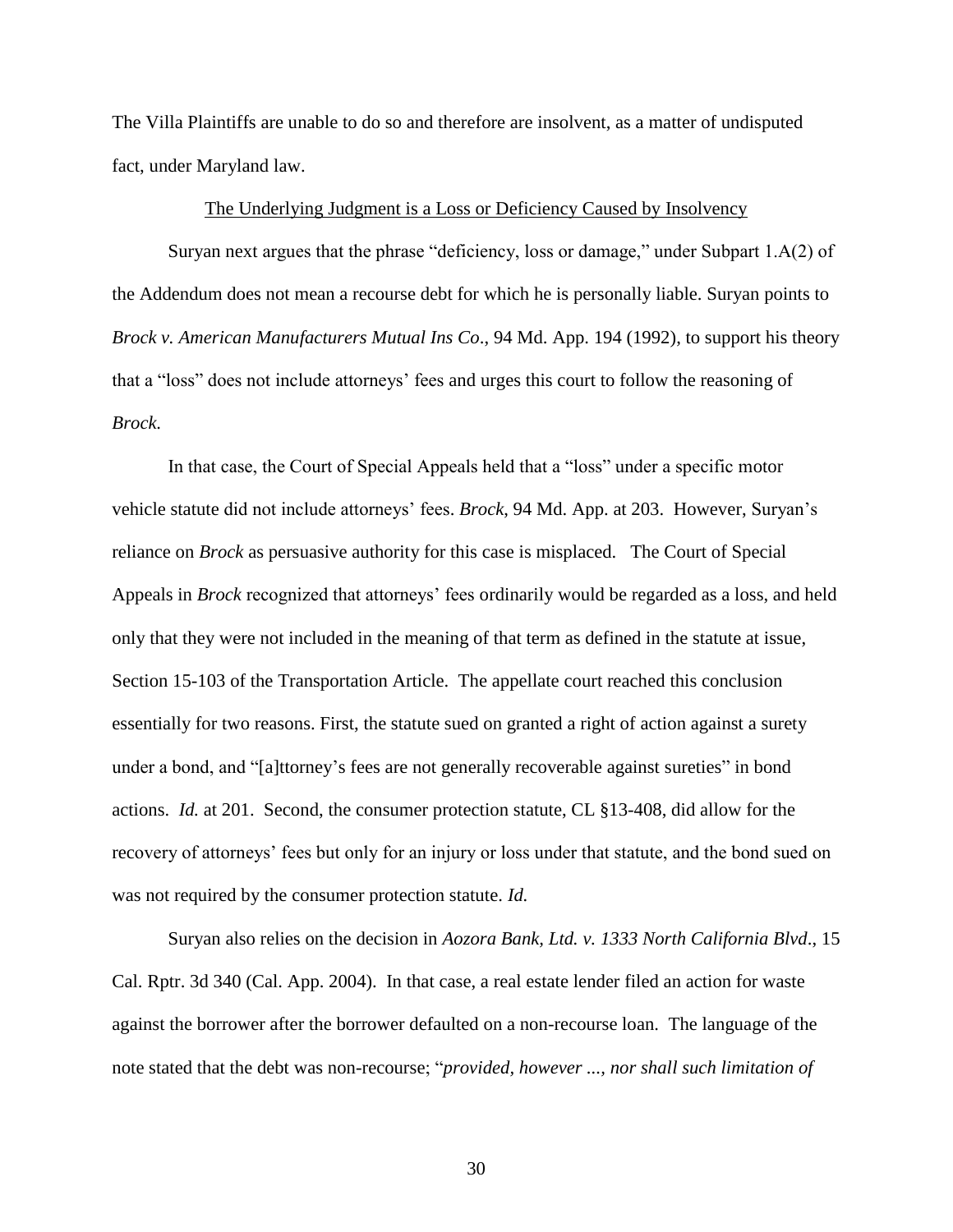The Villa Plaintiffs are unable to do so and therefore are insolvent, as a matter of undisputed fact, under Maryland law.

<u>The Underlying Judgment is a Loss or Deficiency Caused by Insolvency</u>

Suryan next argues that the phrase "deficiency, loss or damage," under Subpart 1.A(2) of the Addendum does not mean a recourse debt for which he is personally liable. Suryan points to *Brock v. American Manufacturers Mutual Ins Co*., 94 Md. App. 194 (1992), to support his theory that a "loss" does not include attorneys' fees and urges this court to follow the reasoning of *Brock.*

In that case, the Court of Special Appeals held that a "loss" under a specific motor vehicle statute did not include attorneys' fees. *Brock*, 94 Md. App. at 203. However, Suryan's reliance on *Brock* as persuasive authority for this case is misplaced. The Court of Special Appeals in *Brock* recognized that attorneys' fees ordinarily would be regarded as a loss, and held only that they were not included in the meaning of that term as defined in the statute at issue, Section 15-103 of the Transportation Article. The appellate court reached this conclusion essentially for two reasons. First, the statute sued on granted a right of action against a surety under a bond, and "[a]ttorney's fees are not generally recoverable against sureties" in bond actions. *Id.* at 201. Second, the consumer protection statute, CL §13-408, did allow for the recovery of attorneys' fees but only for an injury or loss under that statute, and the bond sued on was not required by the consumer protection statute. *Id.*

Suryan also relies on the decision in *Aozora Bank, Ltd. v. 1333 North California Blvd*., 15 Cal. Rptr. 3d 340 (Cal. App. 2004). In that case, a real estate lender filed an action for waste against the borrower after the borrower defaulted on a non-recourse loan. The language of the note stated that the debt was non-recourse; "*provided, however ..., nor shall such limitation of*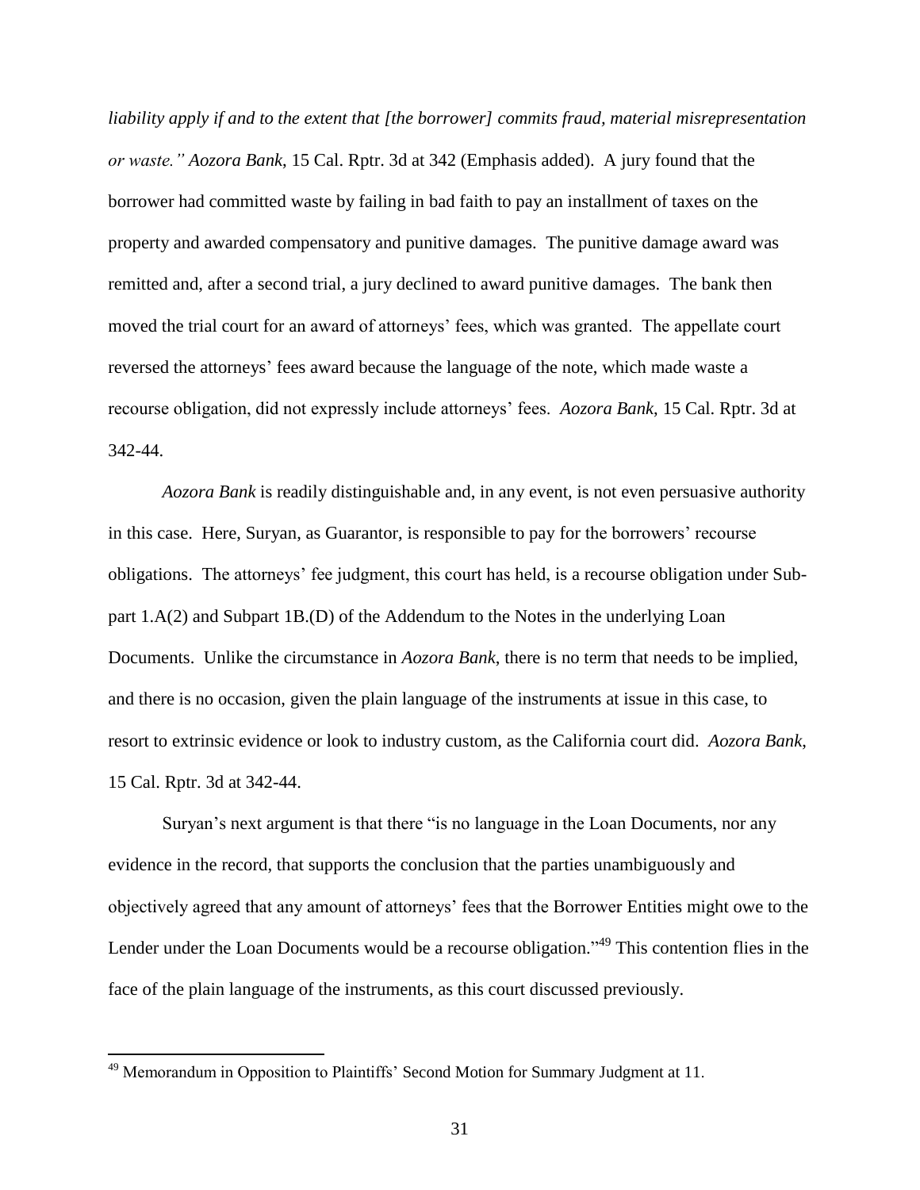*liability apply if and to the extent that [the borrower] commits fraud, material misrepresentation or waste." Aozora Bank*, 15 Cal. Rptr. 3d at 342 (Emphasis added). A jury found that the borrower had committed waste by failing in bad faith to pay an installment of taxes on the property and awarded compensatory and punitive damages. The punitive damage award was remitted and, after a second trial, a jury declined to award punitive damages. The bank then moved the trial court for an award of attorneys' fees, which was granted. The appellate court reversed the attorneys' fees award because the language of the note, which made waste a recourse obligation, did not expressly include attorneys' fees. *Aozora Bank*, 15 Cal. Rptr. 3d at 342-44.

*Aozora Bank* is readily distinguishable and, in any event, is not even persuasive authority in this case. Here, Suryan, as Guarantor, is responsible to pay for the borrowers' recourse obligations. The attorneys' fee judgment, this court has held, is a recourse obligation under Sub-part 1.A(2) and Subpart 1B.(D) of the Addendum to the Notes in the underlying Loan Documents. Unlike the circumstance in *Aozora Bank*, there is no term that needs to be implied, and there is no occasion, given the plain language of the instruments at issue in this case, to resort to extrinsic evidence or look to industry custom, as the California court did. *Aozora Bank*, 15 Cal. Rptr. 3d at 342-44.

Suryan's next argument is that there "is no language in the Loan Documents, nor any evidence in the record, that supports the conclusion that the parties unambiguously and objectively agreed that any amount of attorneys' fees that the Borrower Entities might owe to the Lender under the Loan Documents would be a recourse obligation."[49] This contention flies in the face of the plain language of the instruments, as this court discussed previously.

---

[49] Memorandum in Opposition to Plaintiffs' Second Motion for Summary Judgment at 11.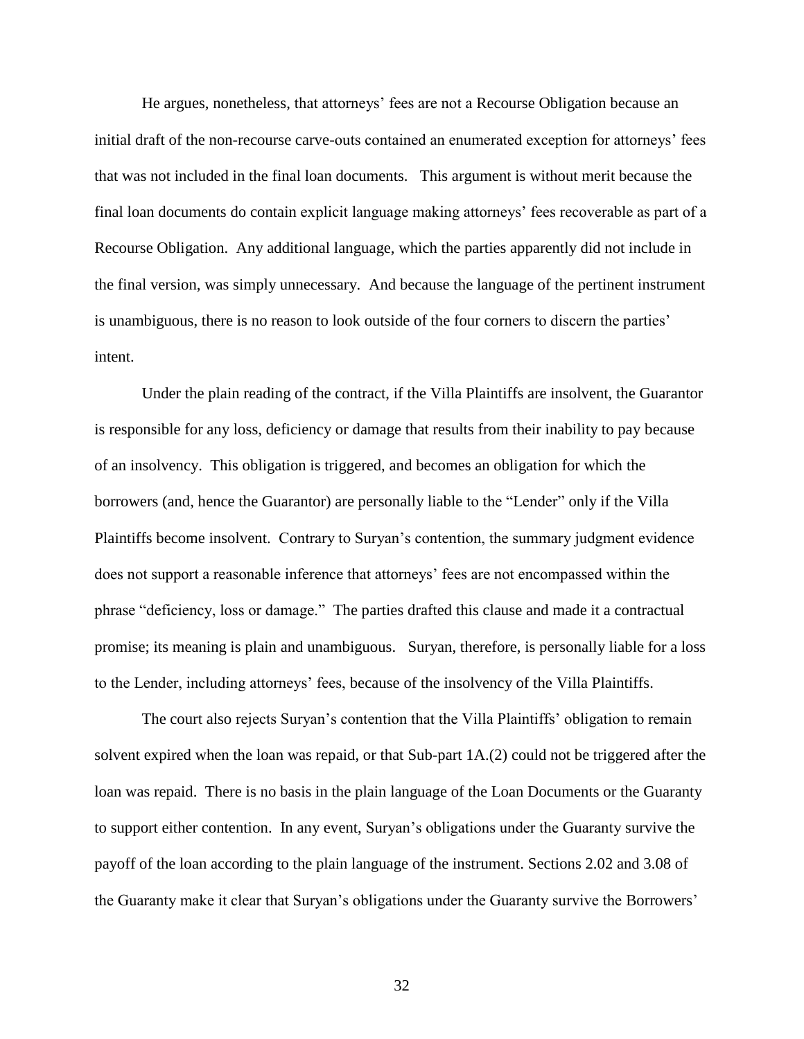He argues, nonetheless, that attorneys' fees are not a Recourse Obligation because an initial draft of the non-recourse carve-outs contained an enumerated exception for attorneys' fees that was not included in the final loan documents. This argument is without merit because the final loan documents do contain explicit language making attorneys' fees recoverable as part of a Recourse Obligation. Any additional language, which the parties apparently did not include in the final version, was simply unnecessary. And because the language of the pertinent instrument is unambiguous, there is no reason to look outside of the four corners to discern the parties' intent.

Under the plain reading of the contract, if the Villa Plaintiffs are insolvent, the Guarantor is responsible for any loss, deficiency or damage that results from their inability to pay because of an insolvency. This obligation is triggered, and becomes an obligation for which the borrowers (and, hence the Guarantor) are personally liable to the "Lender" only if the Villa Plaintiffs become insolvent. Contrary to Suryan's contention, the summary judgment evidence does not support a reasonable inference that attorneys' fees are not encompassed within the phrase "deficiency, loss or damage." The parties drafted this clause and made it a contractual promise; its meaning is plain and unambiguous. Suryan, therefore, is personally liable for a loss to the Lender, including attorneys' fees, because of the insolvency of the Villa Plaintiffs.

The court also rejects Suryan's contention that the Villa Plaintiffs' obligation to remain solvent expired when the loan was repaid, or that Sub-part 1A.(2) could not be triggered after the loan was repaid. There is no basis in the plain language of the Loan Documents or the Guaranty to support either contention. In any event, Suryan's obligations under the Guaranty survive the payoff of the loan according to the plain language of the instrument. Sections 2.02 and 3.08 of the Guaranty make it clear that Suryan's obligations under the Guaranty survive the Borrowers'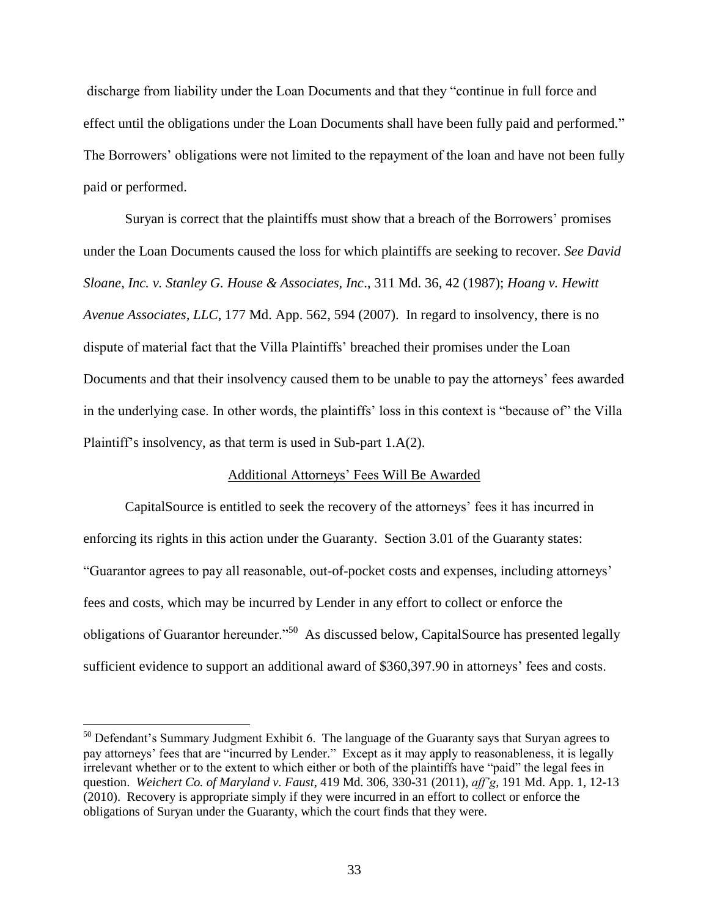discharge from liability under the Loan Documents and that they "continue in full force and effect until the obligations under the Loan Documents shall have been fully paid and performed." The Borrowers' obligations were not limited to the repayment of the loan and have not been fully paid or performed.

Suryan is correct that the plaintiffs must show that a breach of the Borrowers' promises under the Loan Documents caused the loss for which plaintiffs are seeking to recover. *See David Sloane, Inc. v. Stanley G. House & Associates, Inc*., 311 Md. 36, 42 (1987); *Hoang v. Hewitt Avenue Associates, LLC*, 177 Md. App. 562, 594 (2007). In regard to insolvency, there is no dispute of material fact that the Villa Plaintiffs' breached their promises under the Loan Documents and that their insolvency caused them to be unable to pay the attorneys' fees awarded in the underlying case. In other words, the plaintiffs' loss in this context is "because of" the Villa Plaintiff's insolvency, as that term is used in Sub-part 1.A(2).

<u>Additional Attorneys' Fees Will Be Awarded</u>

CapitalSource is entitled to seek the recovery of the attorneys' fees it has incurred in enforcing its rights in this action under the Guaranty. Section 3.01 of the Guaranty states: "Guarantor agrees to pay all reasonable, out-of-pocket costs and expenses, including attorneys' fees and costs, which may be incurred by Lender in any effort to collect or enforce the obligations of Guarantor hereunder."[50] As discussed below, CapitalSource has presented legally sufficient evidence to support an additional award of $360,397.90 in attorneys' fees and costs.

---

[50] Defendant's Summary Judgment Exhibit 6. The language of the Guaranty says that Suryan agrees to pay attorneys' fees that are "incurred by Lender." Except as it may apply to reasonableness, it is legally irrelevant whether or to the extent to which either or both of the plaintiffs have "paid" the legal fees in question. *Weichert Co. of Maryland v. Faust*, 419 Md. 306, 330-31 (2011), *aff'g*, 191 Md. App. 1, 12-13 (2010). Recovery is appropriate simply if they were incurred in an effort to collect or enforce the obligations of Suryan under the Guaranty, which the court finds that they were.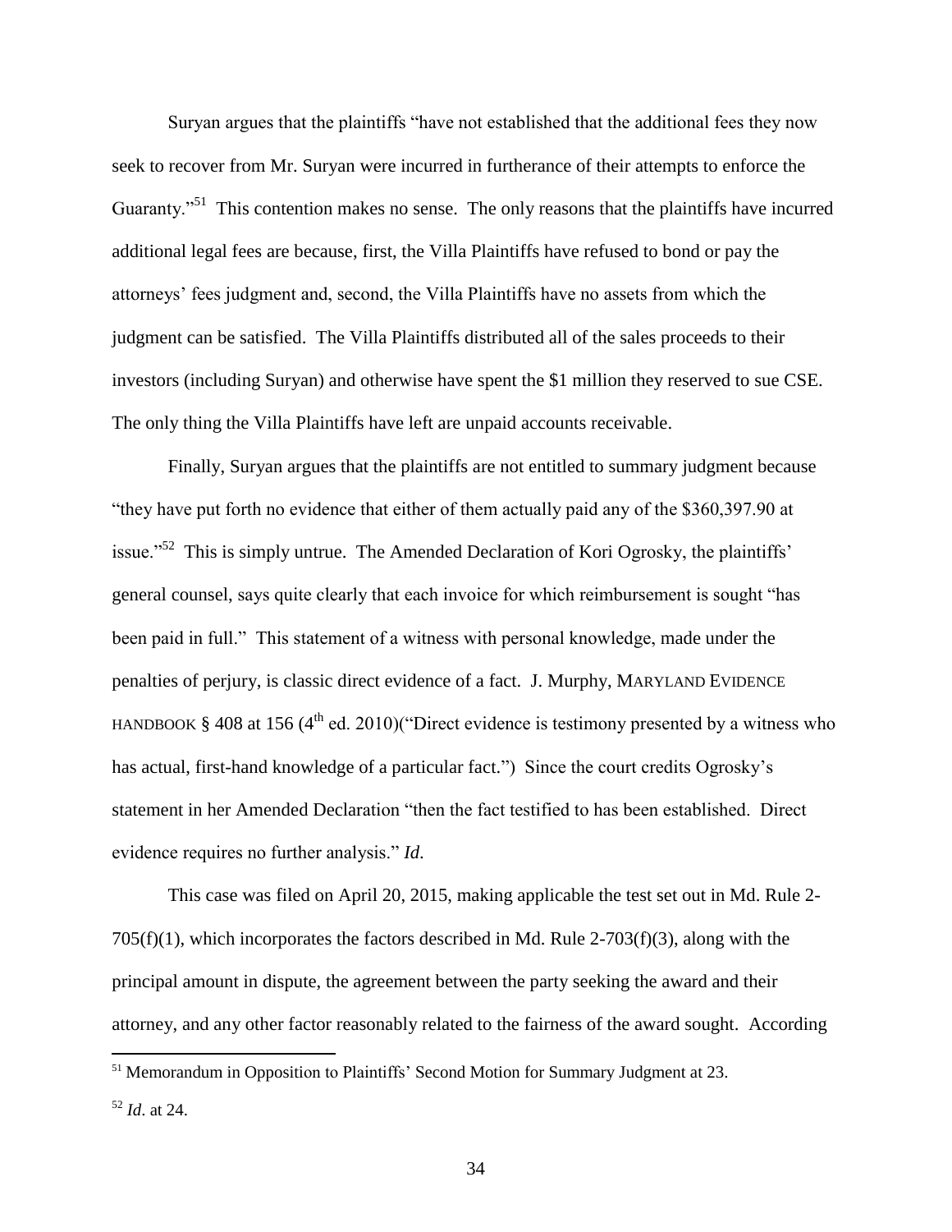Suryan argues that the plaintiffs "have not established that the additional fees they now seek to recover from Mr. Suryan were incurred in furtherance of their attempts to enforce the Guaranty."[51] This contention makes no sense. The only reasons that the plaintiffs have incurred additional legal fees are because, first, the Villa Plaintiffs have refused to bond or pay the attorneys' fees judgment and, second, the Villa Plaintiffs have no assets from which the judgment can be satisfied. The Villa Plaintiffs distributed all of the sales proceeds to their investors (including Suryan) and otherwise have spent the $1 million they reserved to sue CSE. The only thing the Villa Plaintiffs have left are unpaid accounts receivable.

Finally, Suryan argues that the plaintiffs are not entitled to summary judgment because "they have put forth no evidence that either of them actually paid any of the $360,397.90 at issue."[52] This is simply untrue. The Amended Declaration of Kori Ogrosky, the plaintiffs' general counsel, says quite clearly that each invoice for which reimbursement is sought "has been paid in full." This statement of a witness with personal knowledge, made under the penalties of perjury, is classic direct evidence of a fact. J. Murphy, MARYLAND EVIDENCE HANDBOOK § 408 at 156 (4th ed. 2010)("Direct evidence is testimony presented by a witness who has actual, first-hand knowledge of a particular fact.") Since the court credits Ogrosky's statement in her Amended Declaration "then the fact testified to has been established. Direct evidence requires no further analysis." *Id*.

This case was filed on April 20, 2015, making applicable the test set out in Md. Rule 2-705(f)(1), which incorporates the factors described in Md. Rule 2-703(f)(3), along with the principal amount in dispute, the agreement between the party seeking the award and their attorney, and any other factor reasonably related to the fairness of the award sought. According

---

[51] Memorandum in Opposition to Plaintiffs' Second Motion for Summary Judgment at 23.

[52] *Id*. at 24.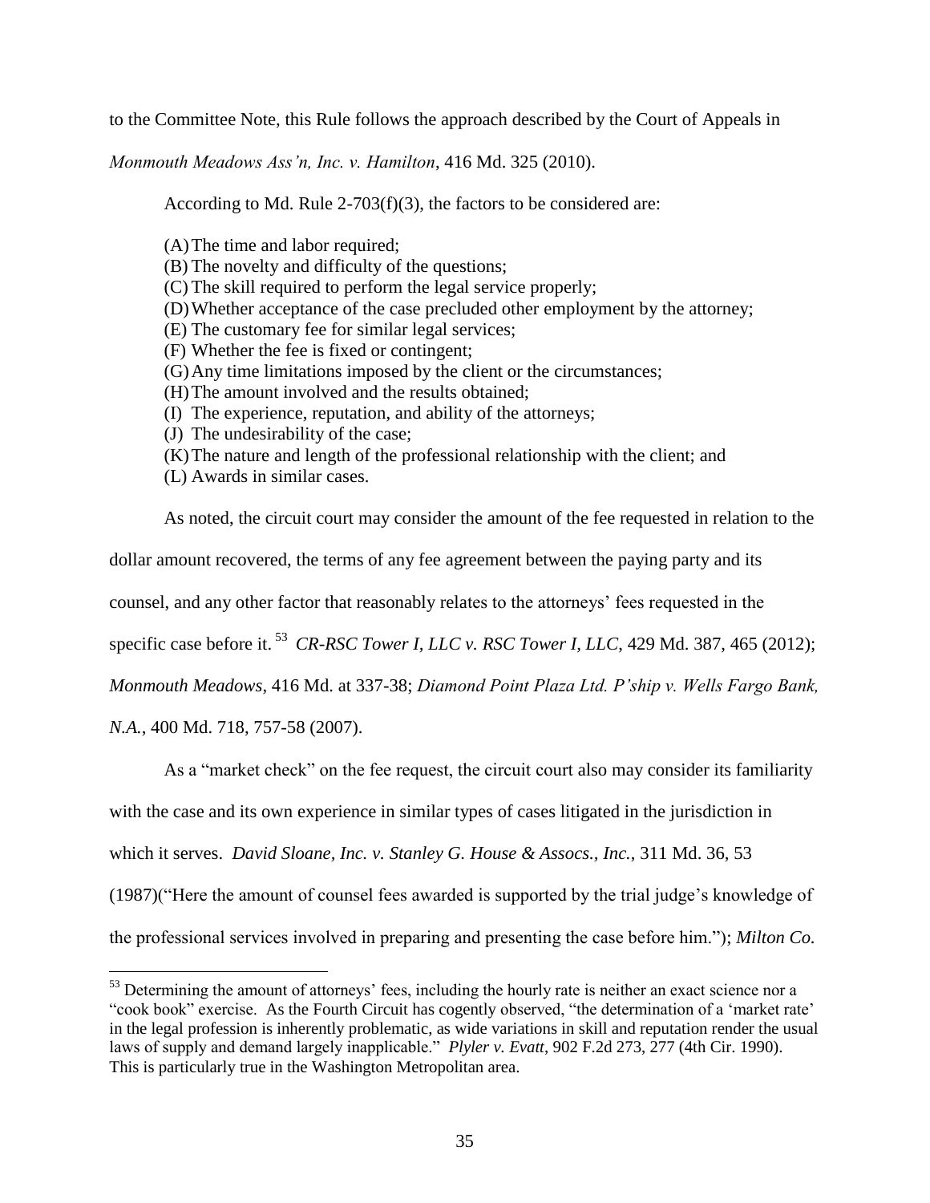to the Committee Note, this Rule follows the approach described by the Court of Appeals in *Monmouth Meadows Ass'n, Inc. v. Hamilton*, 416 Md. 325 (2010).

According to Md. Rule 2-703(f)(3), the factors to be considered are:

(A) The time and labor required;
(B) The novelty and difficulty of the questions;
(C) The skill required to perform the legal service properly;
(D) Whether acceptance of the case precluded other employment by the attorney;
(E) The customary fee for similar legal services;
(F) Whether the fee is fixed or contingent;
(G) Any time limitations imposed by the client or the circumstances;
(H) The amount involved and the results obtained;
(I) The experience, reputation, and ability of the attorneys;
(J) The undesirability of the case;
(K) The nature and length of the professional relationship with the client; and
(L) Awards in similar cases.

As noted, the circuit court may consider the amount of the fee requested in relation to the dollar amount recovered, the terms of any fee agreement between the paying party and its counsel, and any other factor that reasonably relates to the attorneys' fees requested in the specific case before it.[53] *CR-RSC Tower I, LLC v. RSC Tower I, LLC*, 429 Md. 387, 465 (2012); *Monmouth Meadows*, 416 Md. at 337-38; *Diamond Point Plaza Ltd. P'ship v. Wells Fargo Bank, N.A.*, 400 Md. 718, 757-58 (2007).

As a "market check" on the fee request, the circuit court also may consider its familiarity with the case and its own experience in similar types of cases litigated in the jurisdiction in which it serves. *David Sloane, Inc. v. Stanley G. House & Assocs., Inc.*, 311 Md. 36, 53 (1987)("Here the amount of counsel fees awarded is supported by the trial judge's knowledge of the professional services involved in preparing and presenting the case before him."); *Milton Co.*

---

[53] Determining the amount of attorneys' fees, including the hourly rate is neither an exact science nor a "cook book" exercise. As the Fourth Circuit has cogently observed, "the determination of a 'market rate' in the legal profession is inherently problematic, as wide variations in skill and reputation render the usual laws of supply and demand largely inapplicable." *Plyler v. Evatt*, 902 F.2d 273, 277 (4th Cir. 1990). This is particularly true in the Washington Metropolitan area.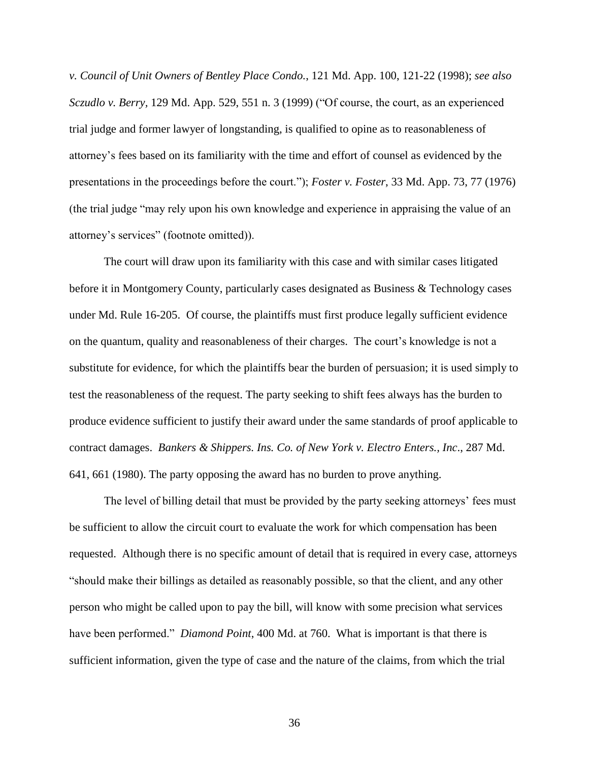*v. Council of Unit Owners of Bentley Place Condo.*, 121 Md. App. 100, 121-22 (1998); *see also Sczudlo v. Berry*, 129 Md. App. 529, 551 n. 3 (1999) ("Of course, the court, as an experienced trial judge and former lawyer of longstanding, is qualified to opine as to reasonableness of attorney's fees based on its familiarity with the time and effort of counsel as evidenced by the presentations in the proceedings before the court."); *Foster v. Foster*, 33 Md. App. 73, 77 (1976) (the trial judge "may rely upon his own knowledge and experience in appraising the value of an attorney's services" (footnote omitted)).

The court will draw upon its familiarity with this case and with similar cases litigated before it in Montgomery County, particularly cases designated as Business & Technology cases under Md. Rule 16-205. Of course, the plaintiffs must first produce legally sufficient evidence on the quantum, quality and reasonableness of their charges. The court's knowledge is not a substitute for evidence, for which the plaintiffs bear the burden of persuasion; it is used simply to test the reasonableness of the request. The party seeking to shift fees always has the burden to produce evidence sufficient to justify their award under the same standards of proof applicable to contract damages. *Bankers & Shippers. Ins. Co. of New York v. Electro Enters., Inc.*, 287 Md. 641, 661 (1980). The party opposing the award has no burden to prove anything.

The level of billing detail that must be provided by the party seeking attorneys' fees must be sufficient to allow the circuit court to evaluate the work for which compensation has been requested. Although there is no specific amount of detail that is required in every case, attorneys "should make their billings as detailed as reasonably possible, so that the client, and any other person who might be called upon to pay the bill, will know with some precision what services have been performed." *Diamond Point*, 400 Md. at 760. What is important is that there is sufficient information, given the type of case and the nature of the claims, from which the trial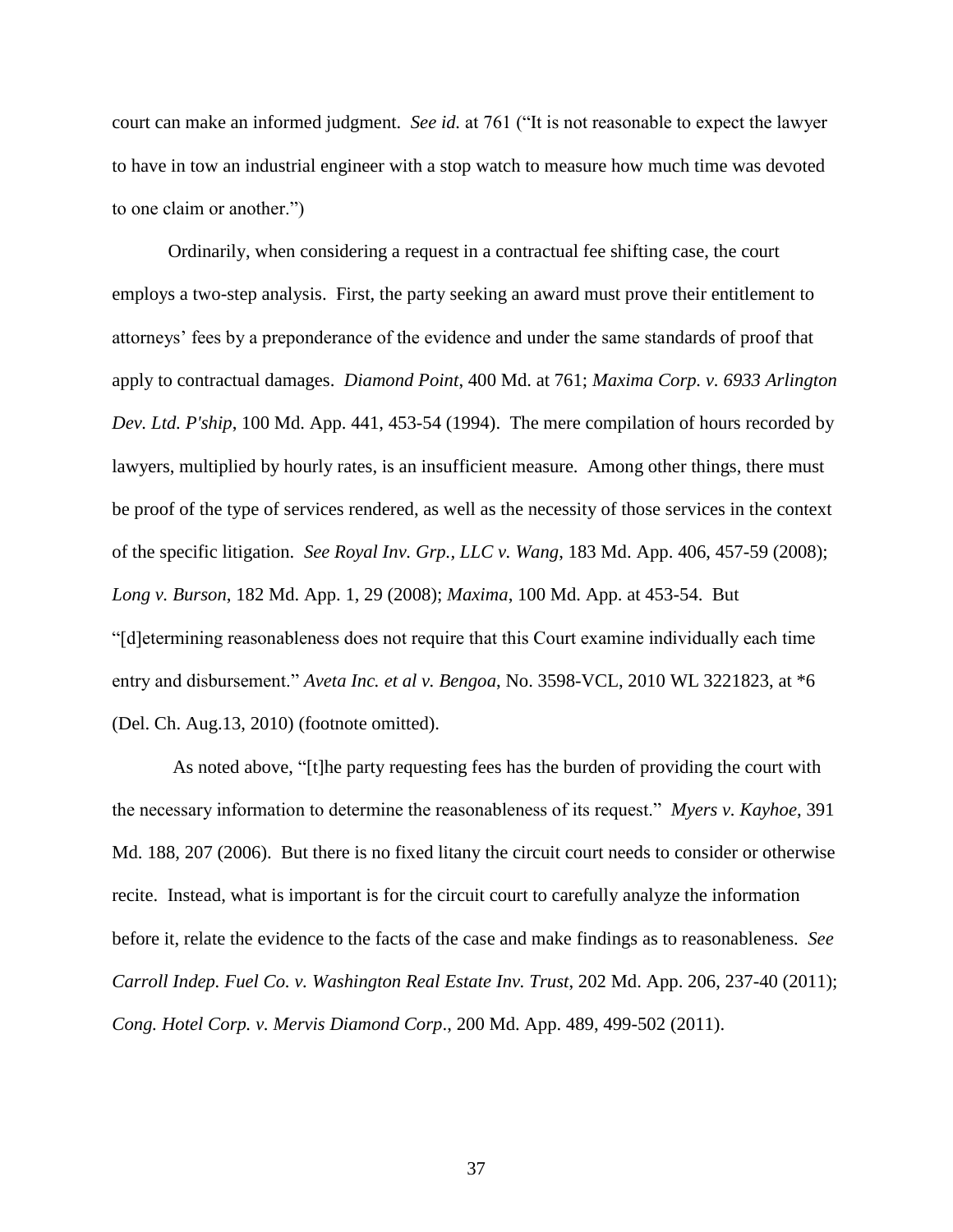court can make an informed judgment. *See id.* at 761 ("It is not reasonable to expect the lawyer to have in tow an industrial engineer with a stop watch to measure how much time was devoted to one claim or another.")

Ordinarily, when considering a request in a contractual fee shifting case, the court employs a two-step analysis. First, the party seeking an award must prove their entitlement to attorneys' fees by a preponderance of the evidence and under the same standards of proof that apply to contractual damages. *Diamond Point*, 400 Md. at 761; *Maxima Corp. v. 6933 Arlington Dev. Ltd. P'ship*, 100 Md. App. 441, 453-54 (1994). The mere compilation of hours recorded by lawyers, multiplied by hourly rates, is an insufficient measure. Among other things, there must be proof of the type of services rendered, as well as the necessity of those services in the context of the specific litigation. *See Royal Inv. Grp., LLC v. Wang*, 183 Md. App. 406, 457-59 (2008); *Long v. Burson*, 182 Md. App. 1, 29 (2008); *Maxima*, 100 Md. App. at 453-54. But "[d]etermining reasonableness does not require that this Court examine individually each time entry and disbursement." *Aveta Inc. et al v. Bengoa*, No. 3598-VCL, 2010 WL 3221823, at *6 (Del. Ch. Aug.13, 2010) (footnote omitted).

As noted above, "[t]he party requesting fees has the burden of providing the court with the necessary information to determine the reasonableness of its request." *Myers v. Kayhoe*, 391 Md. 188, 207 (2006). But there is no fixed litany the circuit court needs to consider or otherwise recite. Instead, what is important is for the circuit court to carefully analyze the information before it, relate the evidence to the facts of the case and make findings as to reasonableness. *See Carroll Indep. Fuel Co. v. Washington Real Estate Inv. Trust*, 202 Md. App. 206, 237-40 (2011); *Cong. Hotel Corp. v. Mervis Diamond Corp*., 200 Md. App. 489, 499-502 (2011).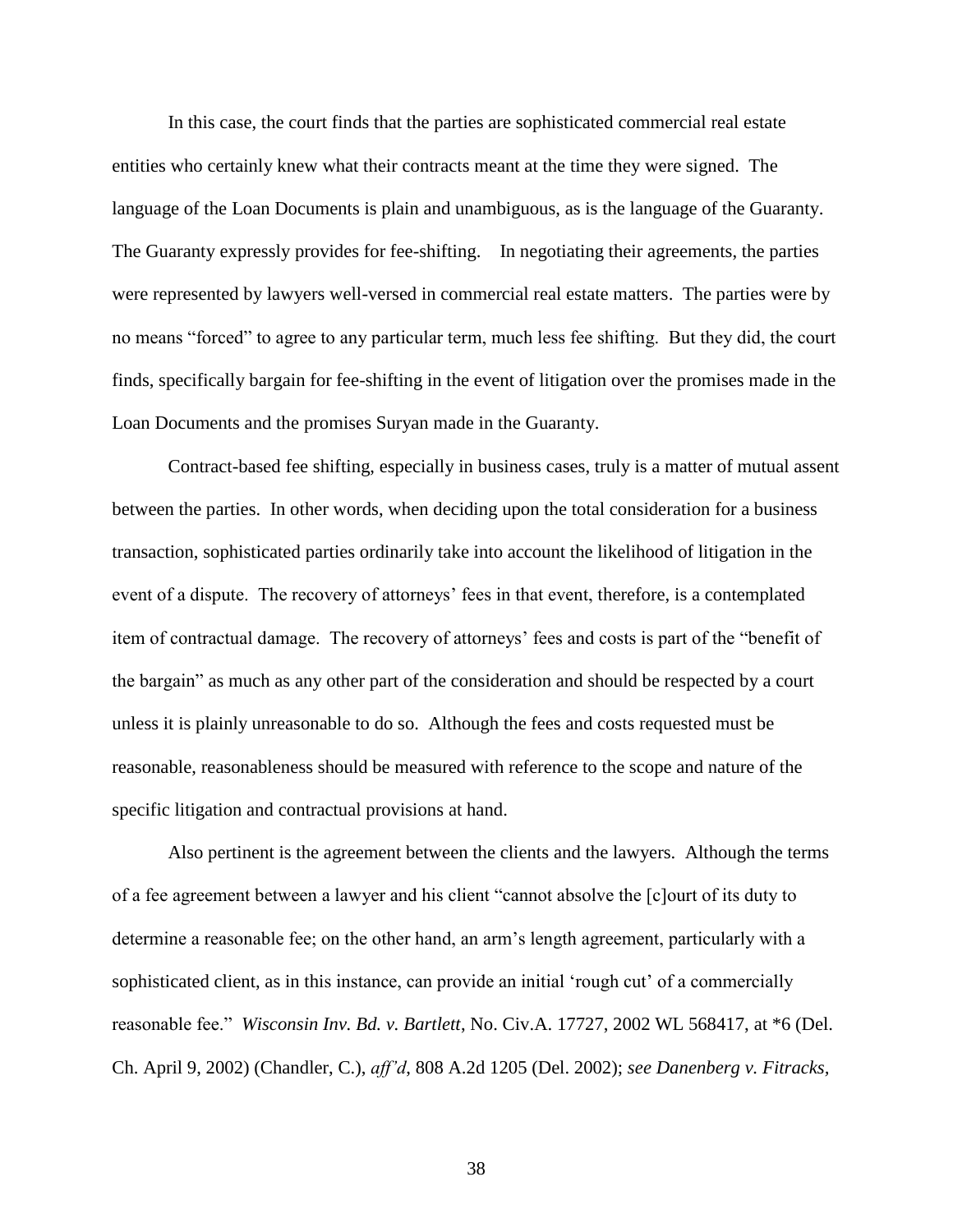In this case, the court finds that the parties are sophisticated commercial real estate entities who certainly knew what their contracts meant at the time they were signed. The language of the Loan Documents is plain and unambiguous, as is the language of the Guaranty. The Guaranty expressly provides for fee-shifting. In negotiating their agreements, the parties were represented by lawyers well-versed in commercial real estate matters. The parties were by no means "forced" to agree to any particular term, much less fee shifting. But they did, the court finds, specifically bargain for fee-shifting in the event of litigation over the promises made in the Loan Documents and the promises Suryan made in the Guaranty.

Contract-based fee shifting, especially in business cases, truly is a matter of mutual assent between the parties. In other words, when deciding upon the total consideration for a business transaction, sophisticated parties ordinarily take into account the likelihood of litigation in the event of a dispute. The recovery of attorneys' fees in that event, therefore, is a contemplated item of contractual damage. The recovery of attorneys' fees and costs is part of the "benefit of the bargain" as much as any other part of the consideration and should be respected by a court unless it is plainly unreasonable to do so. Although the fees and costs requested must be reasonable, reasonableness should be measured with reference to the scope and nature of the specific litigation and contractual provisions at hand.

Also pertinent is the agreement between the clients and the lawyers. Although the terms of a fee agreement between a lawyer and his client "cannot absolve the [c]ourt of its duty to determine a reasonable fee; on the other hand, an arm's length agreement, particularly with a sophisticated client, as in this instance, can provide an initial 'rough cut' of a commercially reasonable fee." *Wisconsin Inv. Bd. v. Bartlett*, No. Civ.A. 17727, 2002 WL 568417, at *6 (Del. Ch. April 9, 2002) (Chandler, C.), *aff'd*, 808 A.2d 1205 (Del. 2002); *see Danenberg v. Fitracks*,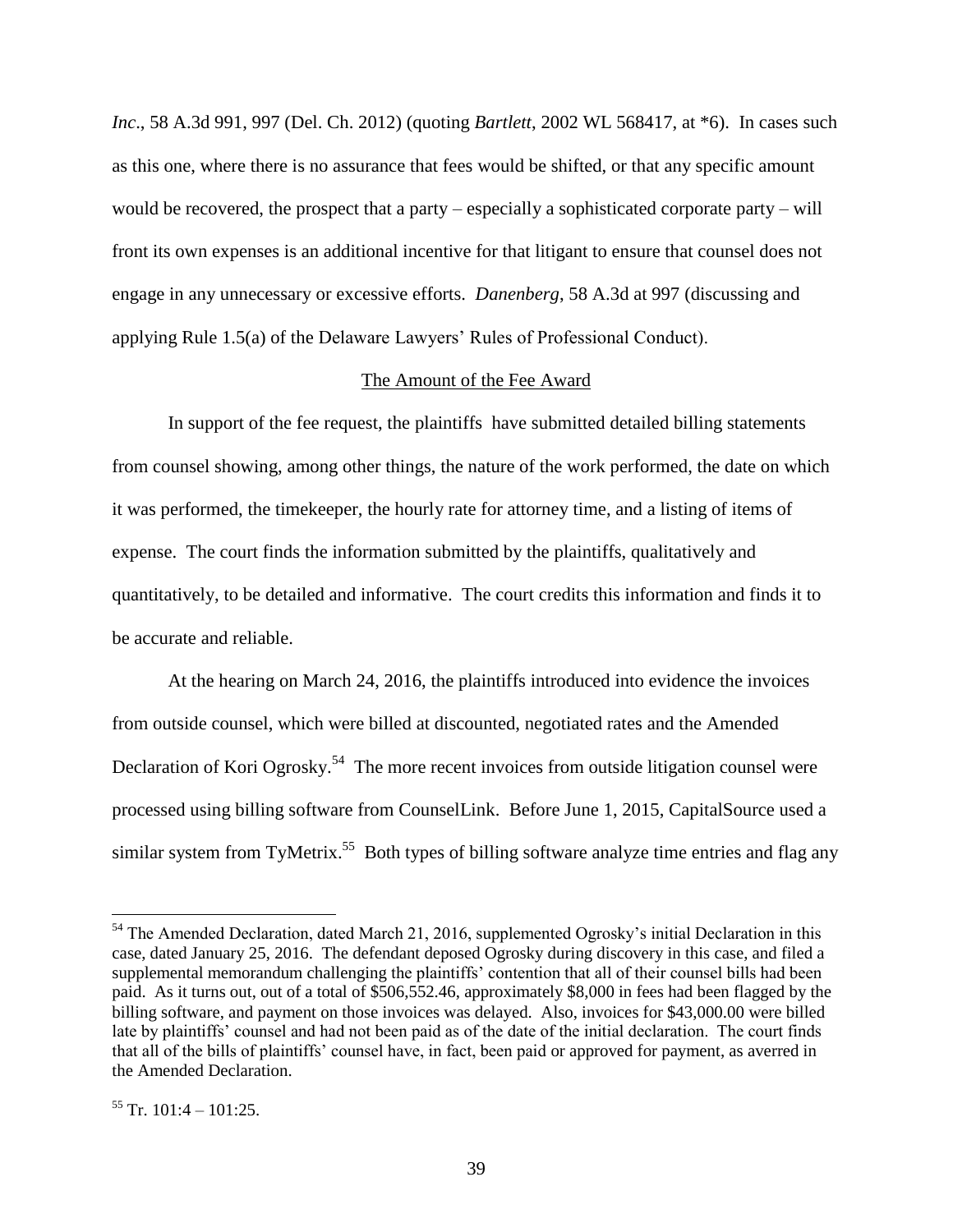*Inc*., 58 A.3d 991, 997 (Del. Ch. 2012) (quoting *Bartlett*, 2002 WL 568417, at *6). In cases such as this one, where there is no assurance that fees would be shifted, or that any specific amount would be recovered, the prospect that a party – especially a sophisticated corporate party – will front its own expenses is an additional incentive for that litigant to ensure that counsel does not engage in any unnecessary or excessive efforts. *Danenberg*, 58 A.3d at 997 (discussing and applying Rule 1.5(a) of the Delaware Lawyers' Rules of Professional Conduct).

<u>The Amount of the Fee Award</u>

In support of the fee request, the plaintiffs have submitted detailed billing statements from counsel showing, among other things, the nature of the work performed, the date on which it was performed, the timekeeper, the hourly rate for attorney time, and a listing of items of expense. The court finds the information submitted by the plaintiffs, qualitatively and quantitatively, to be detailed and informative. The court credits this information and finds it to be accurate and reliable.

At the hearing on March 24, 2016, the plaintiffs introduced into evidence the invoices from outside counsel, which were billed at discounted, negotiated rates and the Amended Declaration of Kori Ogrosky.[54] The more recent invoices from outside litigation counsel were processed using billing software from CounselLink. Before June 1, 2015, CapitalSource used a similar system from TyMetrix.[55] Both types of billing software analyze time entries and flag any

---

[54] The Amended Declaration, dated March 21, 2016, supplemented Ogrosky's initial Declaration in this case, dated January 25, 2016. The defendant deposed Ogrosky during discovery in this case, and filed a supplemental memorandum challenging the plaintiffs' contention that all of their counsel bills had been paid. As it turns out, out of a total of $506,552.46, approximately $8,000 in fees had been flagged by the billing software, and payment on those invoices was delayed. Also, invoices for $43,000.00 were billed late by plaintiffs' counsel and had not been paid as of the date of the initial declaration. The court finds that all of the bills of plaintiffs' counsel have, in fact, been paid or approved for payment, as averred in the Amended Declaration.

[55] Tr. 101:4 – 101:25.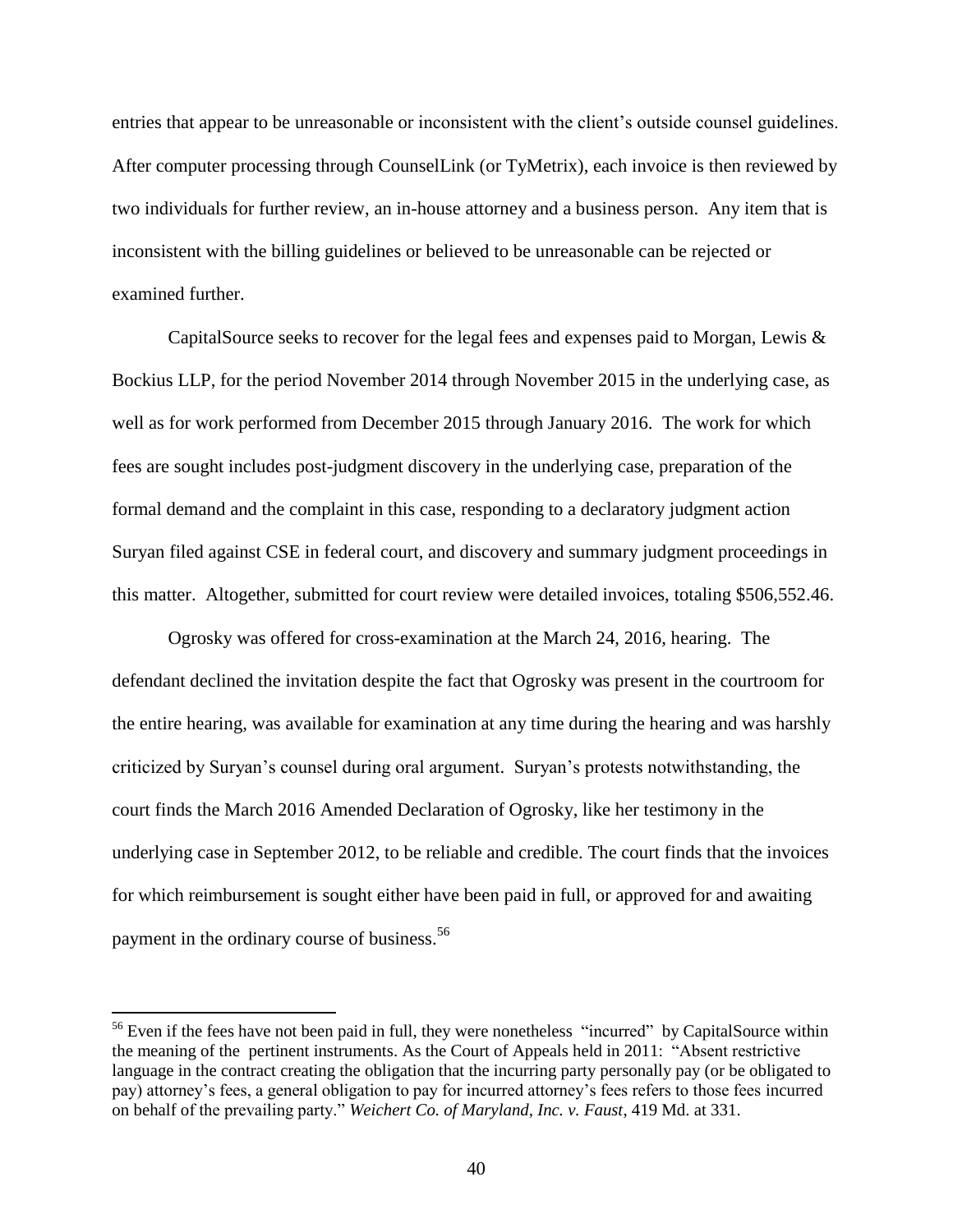entries that appear to be unreasonable or inconsistent with the client's outside counsel guidelines. After computer processing through CounselLink (or TyMetrix), each invoice is then reviewed by two individuals for further review, an in-house attorney and a business person. Any item that is inconsistent with the billing guidelines or believed to be unreasonable can be rejected or examined further.

CapitalSource seeks to recover for the legal fees and expenses paid to Morgan, Lewis & Bockius LLP, for the period November 2014 through November 2015 in the underlying case, as well as for work performed from December 2015 through January 2016. The work for which fees are sought includes post-judgment discovery in the underlying case, preparation of the formal demand and the complaint in this case, responding to a declaratory judgment action Suryan filed against CSE in federal court, and discovery and summary judgment proceedings in this matter. Altogether, submitted for court review were detailed invoices, totaling $506,552.46.

Ogrosky was offered for cross-examination at the March 24, 2016, hearing. The defendant declined the invitation despite the fact that Ogrosky was present in the courtroom for the entire hearing, was available for examination at any time during the hearing and was harshly criticized by Suryan's counsel during oral argument. Suryan's protests notwithstanding, the court finds the March 2016 Amended Declaration of Ogrosky, like her testimony in the underlying case in September 2012, to be reliable and credible. The court finds that the invoices for which reimbursement is sought either have been paid in full, or approved for and awaiting payment in the ordinary course of business.[56]

---

[56] Even if the fees have not been paid in full, they were nonetheless "incurred" by CapitalSource within the meaning of the pertinent instruments. As the Court of Appeals held in 2011: "Absent restrictive language in the contract creating the obligation that the incurring party personally pay (or be obligated to pay) attorney's fees, a general obligation to pay for incurred attorney's fees refers to those fees incurred on behalf of the prevailing party." *Weichert Co. of Maryland, Inc. v. Faust*, 419 Md. at 331.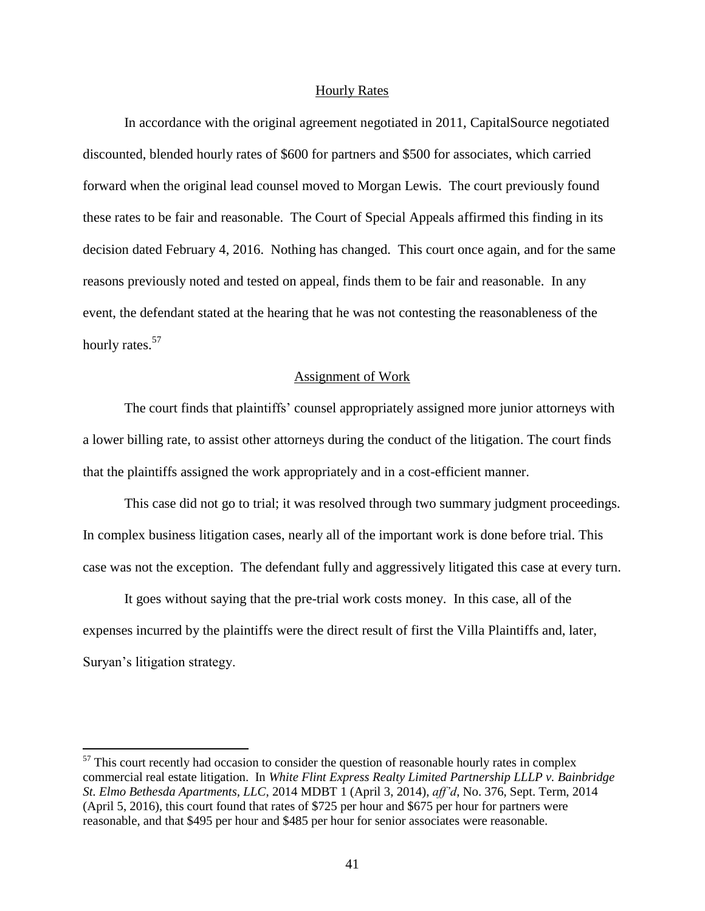### Hourly Rates

In accordance with the original agreement negotiated in 2011, CapitalSource negotiated discounted, blended hourly rates of $600 for partners and $500 for associates, which carried forward when the original lead counsel moved to Morgan Lewis. The court previously found these rates to be fair and reasonable. The Court of Special Appeals affirmed this finding in its decision dated February 4, 2016. Nothing has changed. This court once again, and for the same reasons previously noted and tested on appeal, finds them to be fair and reasonable. In any event, the defendant stated at the hearing that he was not contesting the reasonableness of the hourly rates.[57]

### Assignment of Work

The court finds that plaintiffs' counsel appropriately assigned more junior attorneys with a lower billing rate, to assist other attorneys during the conduct of the litigation. The court finds that the plaintiffs assigned the work appropriately and in a cost-efficient manner.

This case did not go to trial; it was resolved through two summary judgment proceedings. In complex business litigation cases, nearly all of the important work is done before trial. This case was not the exception. The defendant fully and aggressively litigated this case at every turn.

It goes without saying that the pre-trial work costs money. In this case, all of the expenses incurred by the plaintiffs were the direct result of first the Villa Plaintiffs and, later, Suryan's litigation strategy.

---

[57] This court recently had occasion to consider the question of reasonable hourly rates in complex commercial real estate litigation. In *White Flint Express Realty Limited Partnership LLLP v. Bainbridge St. Elmo Bethesda Apartments, LLC*, 2014 MDBT 1 (April 3, 2014), *aff'd*, No. 376, Sept. Term, 2014 (April 5, 2016), this court found that rates of $725 per hour and $675 per hour for partners were reasonable, and that $495 per hour and $485 per hour for senior associates were reasonable.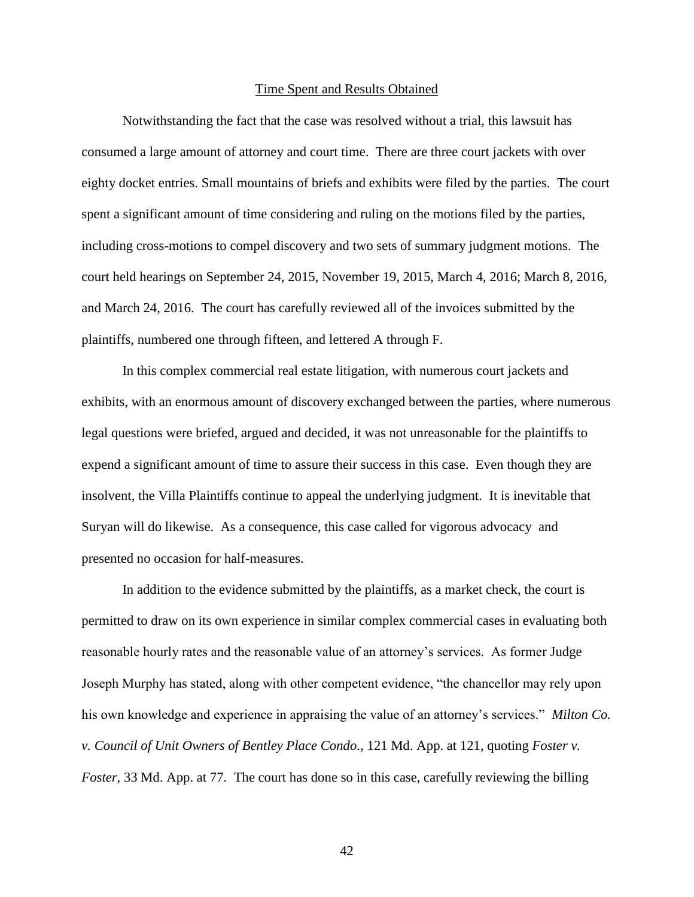## Time Spent and Results Obtained

Notwithstanding the fact that the case was resolved without a trial, this lawsuit has consumed a large amount of attorney and court time. There are three court jackets with over eighty docket entries. Small mountains of briefs and exhibits were filed by the parties. The court spent a significant amount of time considering and ruling on the motions filed by the parties, including cross-motions to compel discovery and two sets of summary judgment motions. The court held hearings on September 24, 2015, November 19, 2015, March 4, 2016; March 8, 2016, and March 24, 2016. The court has carefully reviewed all of the invoices submitted by the plaintiffs, numbered one through fifteen, and lettered A through F.

In this complex commercial real estate litigation, with numerous court jackets and exhibits, with an enormous amount of discovery exchanged between the parties, where numerous legal questions were briefed, argued and decided, it was not unreasonable for the plaintiffs to expend a significant amount of time to assure their success in this case. Even though they are insolvent, the Villa Plaintiffs continue to appeal the underlying judgment. It is inevitable that Suryan will do likewise. As a consequence, this case called for vigorous advocacy and presented no occasion for half-measures.

In addition to the evidence submitted by the plaintiffs, as a market check, the court is permitted to draw on its own experience in similar complex commercial cases in evaluating both reasonable hourly rates and the reasonable value of an attorney's services. As former Judge Joseph Murphy has stated, along with other competent evidence, "the chancellor may rely upon his own knowledge and experience in appraising the value of an attorney's services." *Milton Co. v. Council of Unit Owners of Bentley Place Condo.*, 121 Md. App. at 121, quoting *Foster v. Foster*, 33 Md. App. at 77. The court has done so in this case, carefully reviewing the billing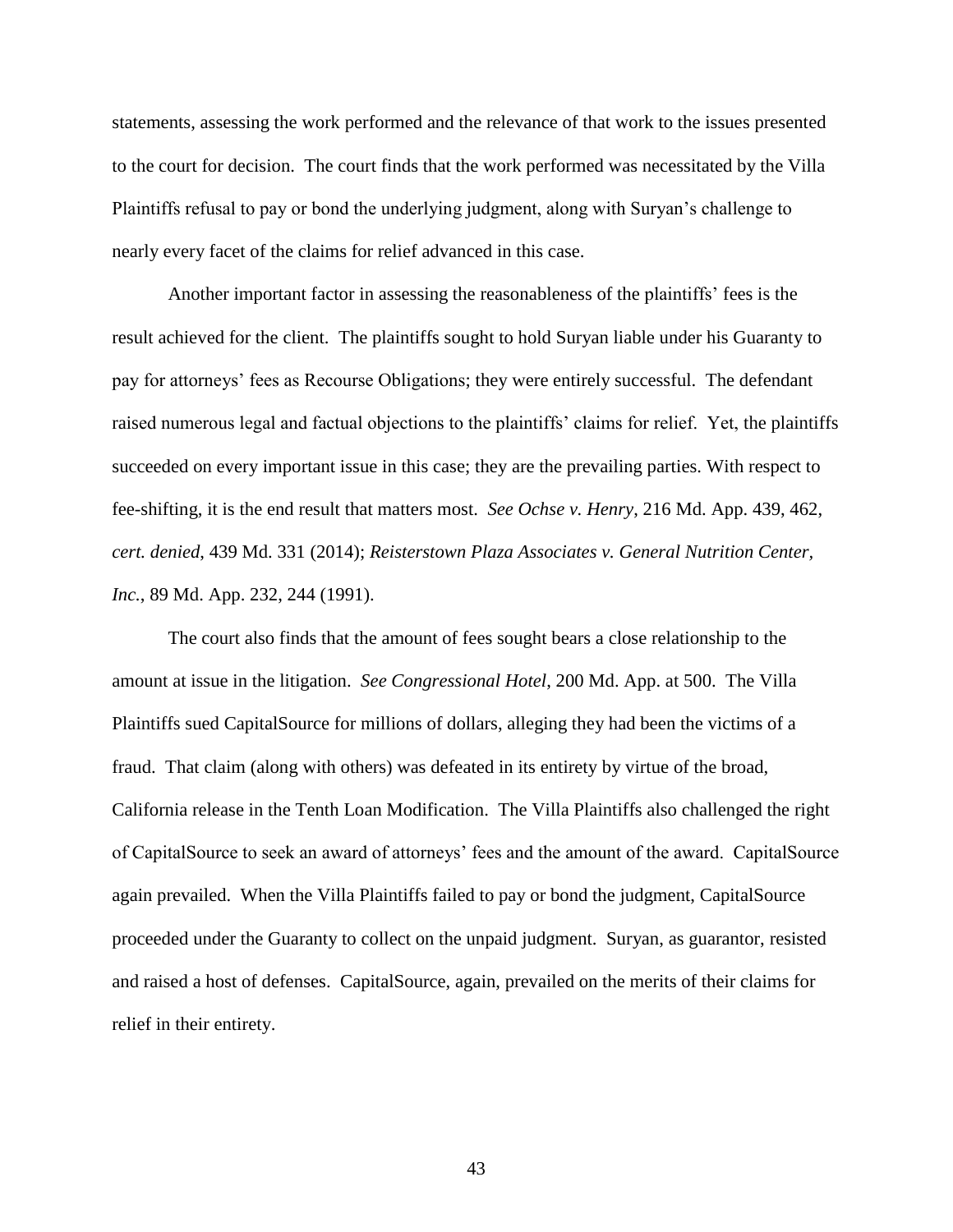statements, assessing the work performed and the relevance of that work to the issues presented to the court for decision. The court finds that the work performed was necessitated by the Villa Plaintiffs refusal to pay or bond the underlying judgment, along with Suryan's challenge to nearly every facet of the claims for relief advanced in this case.

Another important factor in assessing the reasonableness of the plaintiffs' fees is the result achieved for the client. The plaintiffs sought to hold Suryan liable under his Guaranty to pay for attorneys' fees as Recourse Obligations; they were entirely successful. The defendant raised numerous legal and factual objections to the plaintiffs' claims for relief. Yet, the plaintiffs succeeded on every important issue in this case; they are the prevailing parties. With respect to fee-shifting, it is the end result that matters most. *See Ochse v. Henry*, 216 Md. App. 439, 462, *cert. denied*, 439 Md. 331 (2014); *Reisterstown Plaza Associates v. General Nutrition Center, Inc.*, 89 Md. App. 232, 244 (1991).

The court also finds that the amount of fees sought bears a close relationship to the amount at issue in the litigation. *See Congressional Hotel*, 200 Md. App. at 500. The Villa Plaintiffs sued CapitalSource for millions of dollars, alleging they had been the victims of a fraud. That claim (along with others) was defeated in its entirety by virtue of the broad, California release in the Tenth Loan Modification. The Villa Plaintiffs also challenged the right of CapitalSource to seek an award of attorneys' fees and the amount of the award. CapitalSource again prevailed. When the Villa Plaintiffs failed to pay or bond the judgment, CapitalSource proceeded under the Guaranty to collect on the unpaid judgment. Suryan, as guarantor, resisted and raised a host of defenses. CapitalSource, again, prevailed on the merits of their claims for relief in their entirety.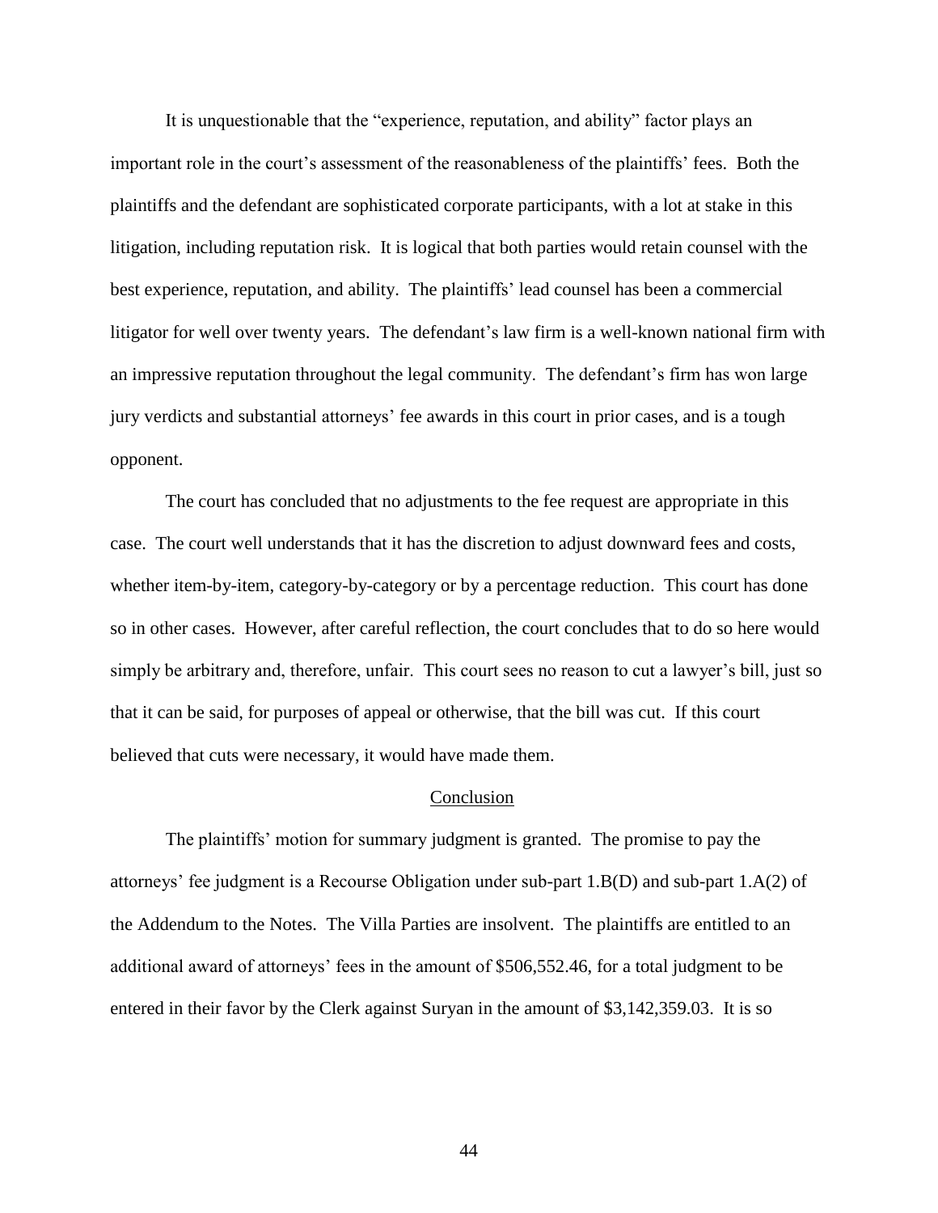It is unquestionable that the "experience, reputation, and ability" factor plays an important role in the court's assessment of the reasonableness of the plaintiffs' fees. Both the plaintiffs and the defendant are sophisticated corporate participants, with a lot at stake in this litigation, including reputation risk. It is logical that both parties would retain counsel with the best experience, reputation, and ability. The plaintiffs' lead counsel has been a commercial litigator for well over twenty years. The defendant's law firm is a well-known national firm with an impressive reputation throughout the legal community. The defendant's firm has won large jury verdicts and substantial attorneys' fee awards in this court in prior cases, and is a tough opponent.

The court has concluded that no adjustments to the fee request are appropriate in this case. The court well understands that it has the discretion to adjust downward fees and costs, whether item-by-item, category-by-category or by a percentage reduction. This court has done so in other cases. However, after careful reflection, the court concludes that to do so here would simply be arbitrary and, therefore, unfair. This court sees no reason to cut a lawyer's bill, just so that it can be said, for purposes of appeal or otherwise, that the bill was cut. If this court believed that cuts were necessary, it would have made them.

## Conclusion

The plaintiffs' motion for summary judgment is granted. The promise to pay the attorneys' fee judgment is a Recourse Obligation under sub-part 1.B(D) and sub-part 1.A(2) of the Addendum to the Notes. The Villa Parties are insolvent. The plaintiffs are entitled to an additional award of attorneys' fees in the amount of $506,552.46, for a total judgment to be entered in their favor by the Clerk against Suryan in the amount of $3,142,359.03. It is so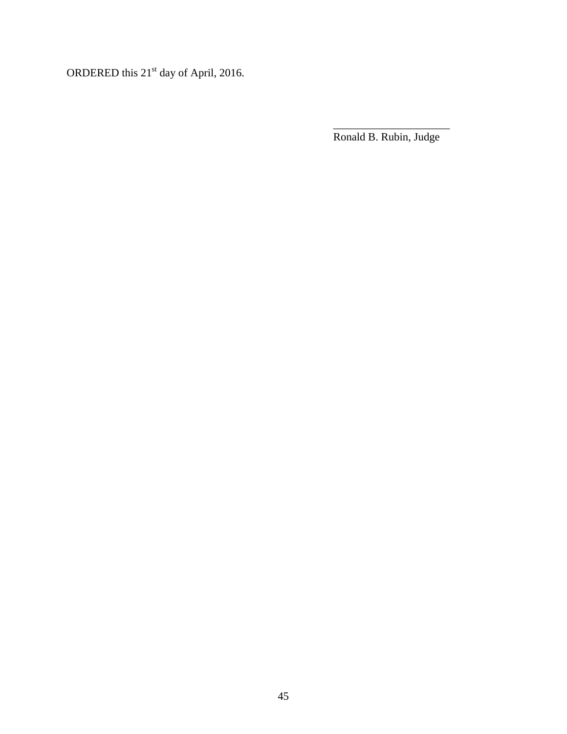ORDERED this 21st day of April, 2016.

\_\_\_\_\_\_\_\_\_\_\_\_\_\_\_\_\_\_\_\_\_\_
Ronald B. Rubin, Judge

ORDERED this 21st day of April, 2016.

______________________
Ronald B. Rubin, Judge